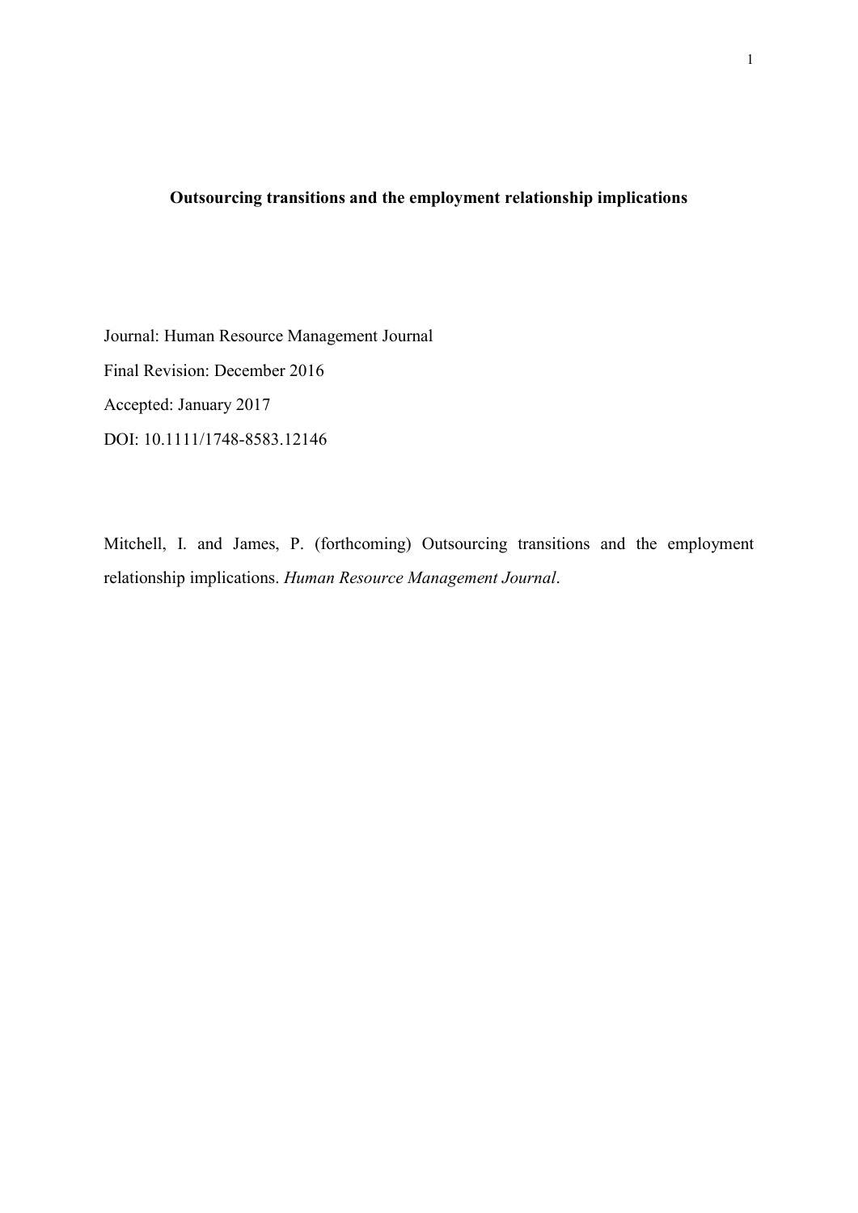**Outsourcing transitions and the employment relationship implications**

Journal: Human Resource Management Journal

Final Revision: December 2016

Accepted: January 2017

DOI: 10.1111/1748-8583.12146

Mitchell, I. and James, P. (forthcoming) Outsourcing transitions and the employment relationship implications. *Human Resource Management Journal*.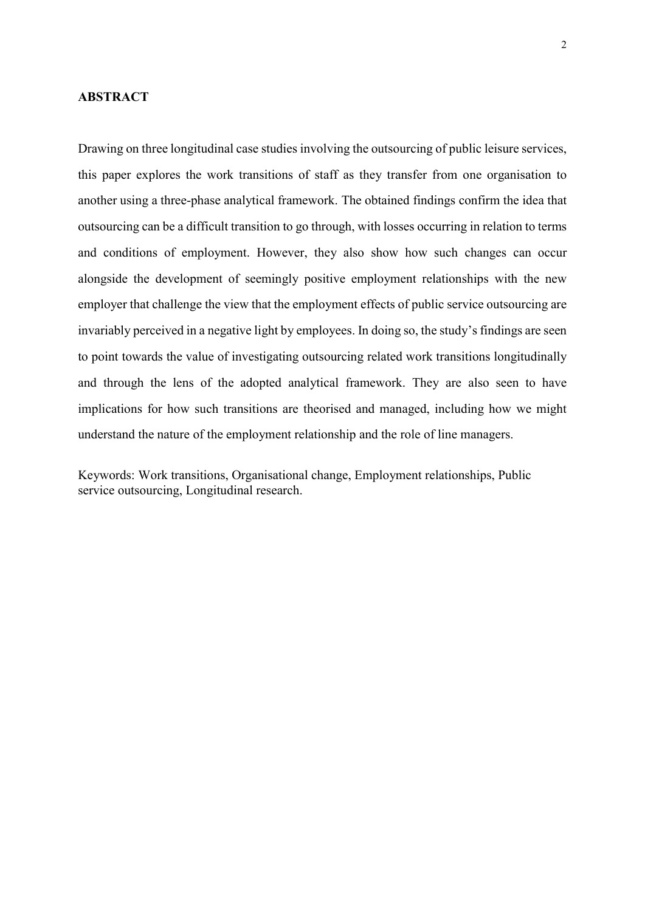## ABSTRACT

Drawing on three longitudinal case studies involving the outsourcing of public leisure services, this paper explores the work transitions of staff as they transfer from one organisation to another using a three-phase analytical framework. The obtained findings confirm the idea that outsourcing can be a difficult transition to go through, with losses occurring in relation to terms and conditions of employment. However, they also show how such changes can occur alongside the development of seemingly positive employment relationships with the new employer that challenge the view that the employment effects of public service outsourcing are invariably perceived in a negative light by employees. In doing so, the study's findings are seen to point towards the value of investigating outsourcing related work transitions longitudinally and through the lens of the adopted analytical framework. They are also seen to have implications for how such transitions are theorised and managed, including how we might understand the nature of the employment relationship and the role of line managers.

Keywords: Work transitions, Organisational change, Employment relationships, Public service outsourcing, Longitudinal research.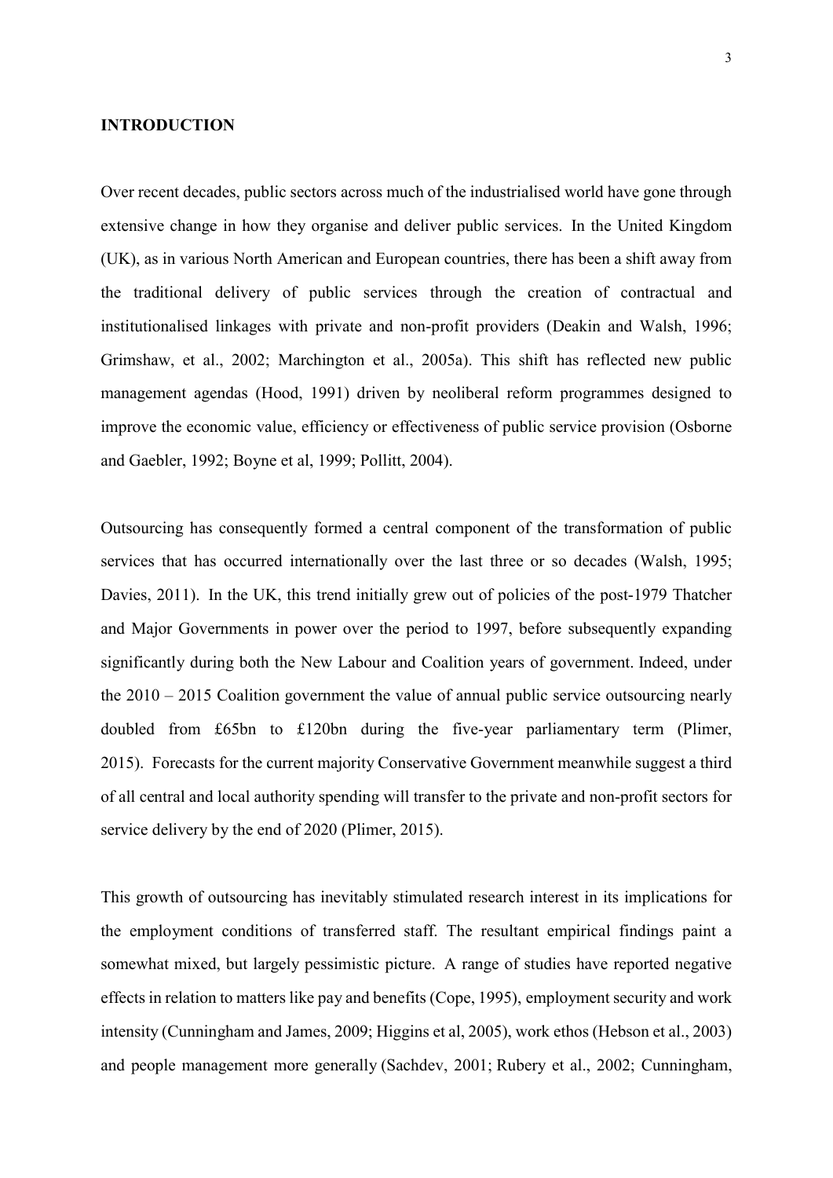## INTRODUCTION

Over recent decades, public sectors across much of the industrialised world have gone through extensive change in how they organise and deliver public services. In the United Kingdom (UK), as in various North American and European countries, there has been a shift away from the traditional delivery of public services through the creation of contractual and institutionalised linkages with private and non-profit providers (Deakin and Walsh, 1996; Grimshaw, et al., 2002; Marchington et al., 2005a). This shift has reflected new public management agendas (Hood, 1991) driven by neoliberal reform programmes designed to improve the economic value, efficiency or effectiveness of public service provision (Osborne and Gaebler, 1992; Boyne et al, 1999; Pollitt, 2004).

Outsourcing has consequently formed a central component of the transformation of public services that has occurred internationally over the last three or so decades (Walsh, 1995; Davies, 2011). In the UK, this trend initially grew out of policies of the post-1979 Thatcher and Major Governments in power over the period to 1997, before subsequently expanding significantly during both the New Labour and Coalition years of government. Indeed, under the 2010 – 2015 Coalition government the value of annual public service outsourcing nearly doubled from £65bn to £120bn during the five-year parliamentary term (Plimer, 2015). Forecasts for the current majority Conservative Government meanwhile suggest a third of all central and local authority spending will transfer to the private and non-profit sectors for service delivery by the end of 2020 (Plimer, 2015).

This growth of outsourcing has inevitably stimulated research interest in its implications for the employment conditions of transferred staff. The resultant empirical findings paint a somewhat mixed, but largely pessimistic picture. A range of studies have reported negative effects in relation to matters like pay and benefits (Cope, 1995), employment security and work intensity (Cunningham and James, 2009; Higgins et al, 2005), work ethos (Hebson et al., 2003) and people management more generally (Sachdev, 2001; Rubery et al., 2002; Cunningham,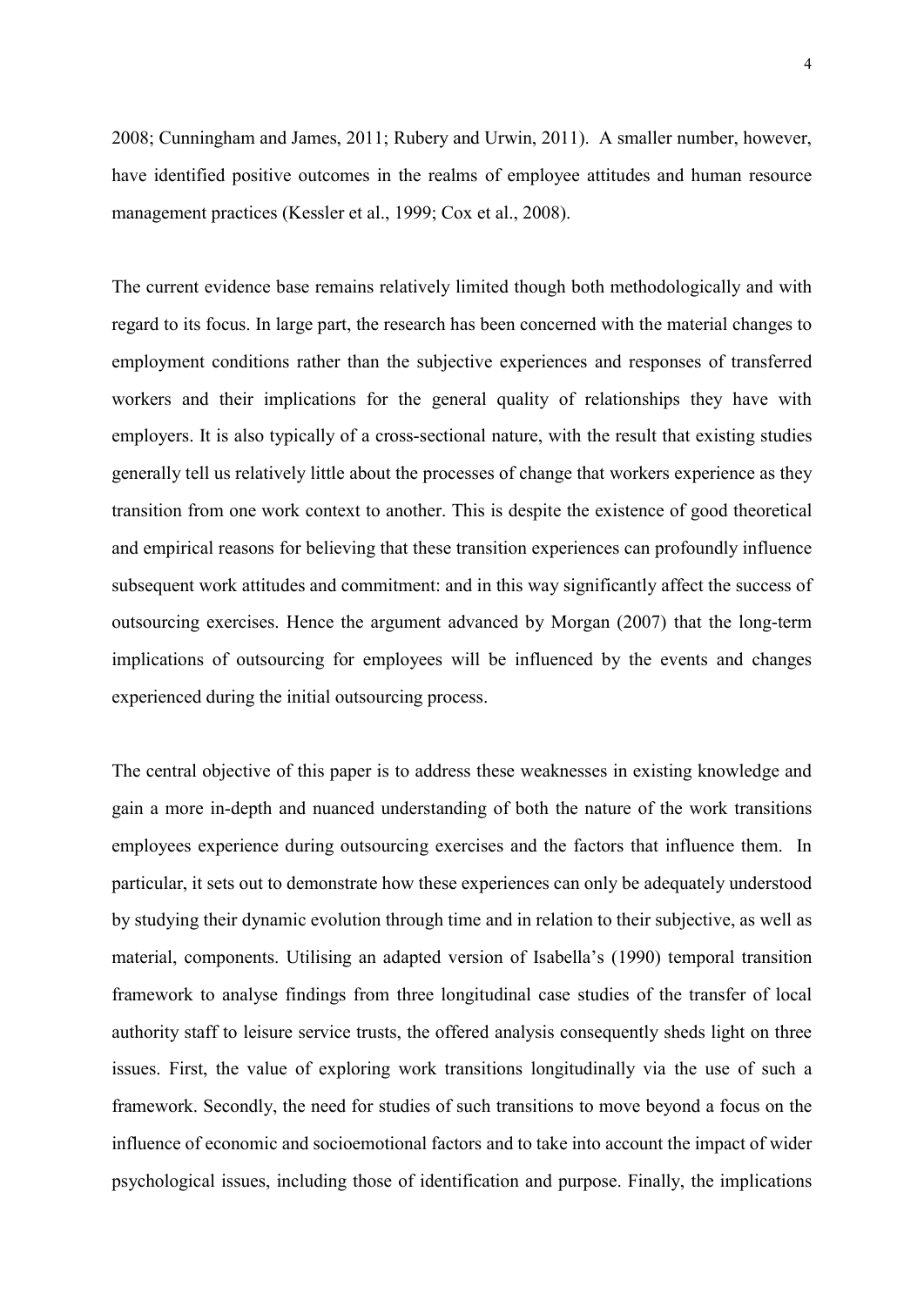2008; Cunningham and James, 2011; Rubery and Urwin, 2011). A smaller number, however, have identified positive outcomes in the realms of employee attitudes and human resource management practices (Kessler et al., 1999; Cox et al., 2008).

The current evidence base remains relatively limited though both methodologically and with regard to its focus. In large part, the research has been concerned with the material changes to employment conditions rather than the subjective experiences and responses of transferred workers and their implications for the general quality of relationships they have with employers. It is also typically of a cross-sectional nature, with the result that existing studies generally tell us relatively little about the processes of change that workers experience as they transition from one work context to another. This is despite the existence of good theoretical and empirical reasons for believing that these transition experiences can profoundly influence subsequent work attitudes and commitment: and in this way significantly affect the success of outsourcing exercises. Hence the argument advanced by Morgan (2007) that the long-term implications of outsourcing for employees will be influenced by the events and changes experienced during the initial outsourcing process.

The central objective of this paper is to address these weaknesses in existing knowledge and gain a more in-depth and nuanced understanding of both the nature of the work transitions employees experience during outsourcing exercises and the factors that influence them. In particular, it sets out to demonstrate how these experiences can only be adequately understood by studying their dynamic evolution through time and in relation to their subjective, as well as material, components. Utilising an adapted version of Isabella's (1990) temporal transition framework to analyse findings from three longitudinal case studies of the transfer of local authority staff to leisure service trusts, the offered analysis consequently sheds light on three issues. First, the value of exploring work transitions longitudinally via the use of such a framework. Secondly, the need for studies of such transitions to move beyond a focus on the influence of economic and socioemotional factors and to take into account the impact of wider psychological issues, including those of identification and purpose. Finally, the implications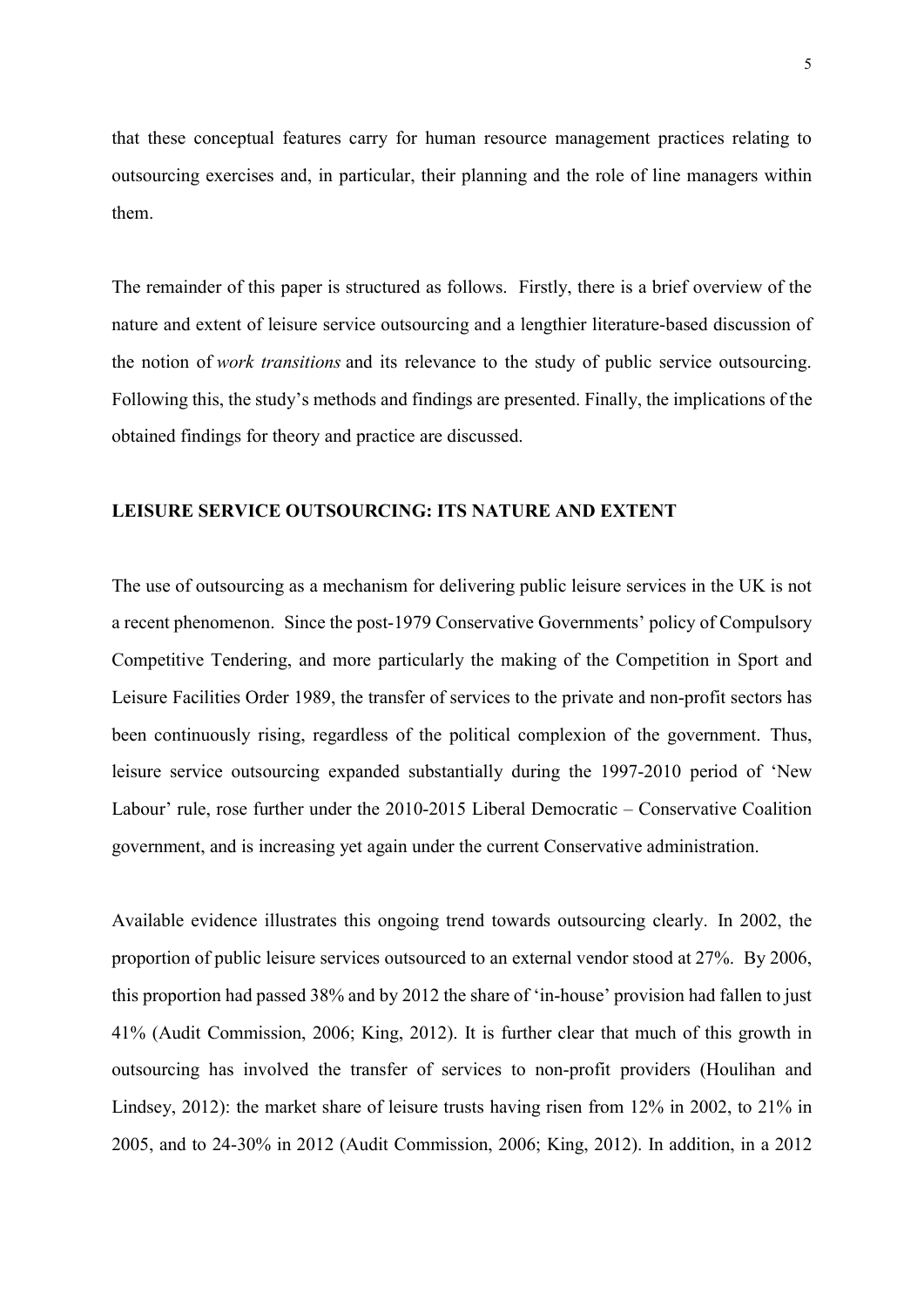that these conceptual features carry for human resource management practices relating to outsourcing exercises and, in particular, their planning and the role of line managers within them.

The remainder of this paper is structured as follows. Firstly, there is a brief overview of the nature and extent of leisure service outsourcing and a lengthier literature-based discussion of the notion of *work transitions* and its relevance to the study of public service outsourcing. Following this, the study's methods and findings are presented. Finally, the implications of the obtained findings for theory and practice are discussed.

## LEISURE SERVICE OUTSOURCING: ITS NATURE AND EXTENT

The use of outsourcing as a mechanism for delivering public leisure services in the UK is not a recent phenomenon. Since the post-1979 Conservative Governments' policy of Compulsory Competitive Tendering, and more particularly the making of the Competition in Sport and Leisure Facilities Order 1989, the transfer of services to the private and non-profit sectors has been continuously rising, regardless of the political complexion of the government. Thus, leisure service outsourcing expanded substantially during the 1997-2010 period of 'New Labour' rule, rose further under the 2010-2015 Liberal Democratic – Conservative Coalition government, and is increasing yet again under the current Conservative administration.

Available evidence illustrates this ongoing trend towards outsourcing clearly. In 2002, the proportion of public leisure services outsourced to an external vendor stood at 27%. By 2006, this proportion had passed 38% and by 2012 the share of 'in-house' provision had fallen to just 41% (Audit Commission, 2006; King, 2012). It is further clear that much of this growth in outsourcing has involved the transfer of services to non-profit providers (Houlihan and Lindsey, 2012): the market share of leisure trusts having risen from 12% in 2002, to 21% in 2005, and to 24-30% in 2012 (Audit Commission, 2006; King, 2012). In addition, in a 2012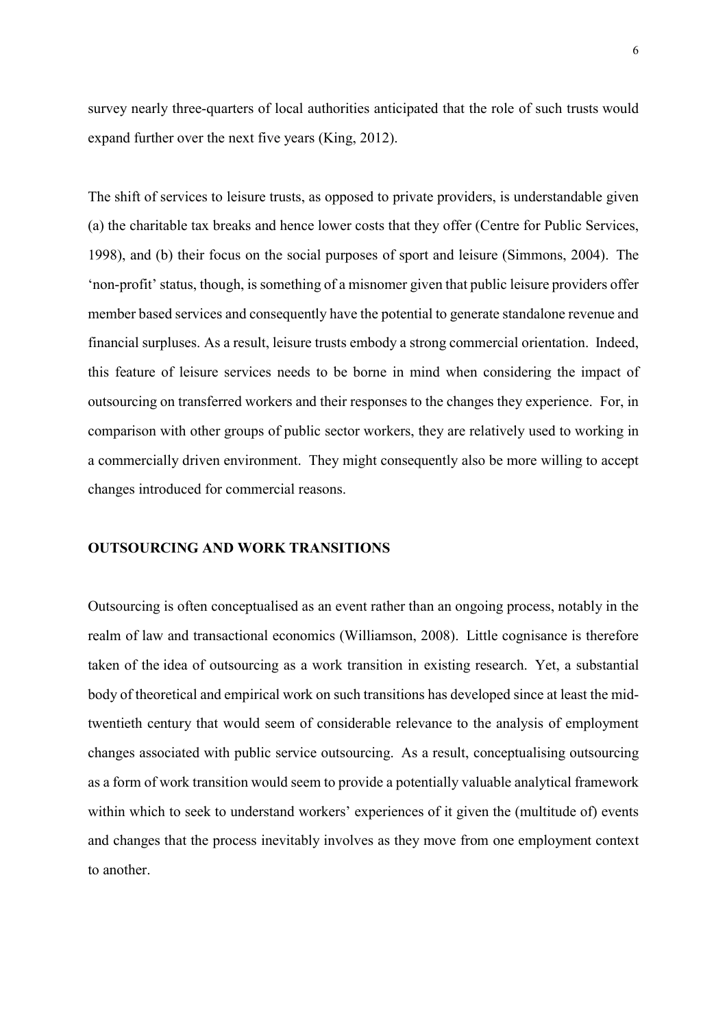survey nearly three-quarters of local authorities anticipated that the role of such trusts would expand further over the next five years (King, 2012).

The shift of services to leisure trusts, as opposed to private providers, is understandable given (a) the charitable tax breaks and hence lower costs that they offer (Centre for Public Services, 1998), and (b) their focus on the social purposes of sport and leisure (Simmons, 2004). The 'non-profit' status, though, is something of a misnomer given that public leisure providers offer member based services and consequently have the potential to generate standalone revenue and financial surpluses. As a result, leisure trusts embody a strong commercial orientation. Indeed, this feature of leisure services needs to be borne in mind when considering the impact of outsourcing on transferred workers and their responses to the changes they experience. For, in comparison with other groups of public sector workers, they are relatively used to working in a commercially driven environment. They might consequently also be more willing to accept changes introduced for commercial reasons.

## OUTSOURCING AND WORK TRANSITIONS

Outsourcing is often conceptualised as an event rather than an ongoing process, notably in the realm of law and transactional economics (Williamson, 2008). Little cognisance is therefore taken of the idea of outsourcing as a work transition in existing research. Yet, a substantial body of theoretical and empirical work on such transitions has developed since at least the mid-twentieth century that would seem of considerable relevance to the analysis of employment changes associated with public service outsourcing. As a result, conceptualising outsourcing as a form of work transition would seem to provide a potentially valuable analytical framework within which to seek to understand workers' experiences of it given the (multitude of) events and changes that the process inevitably involves as they move from one employment context to another.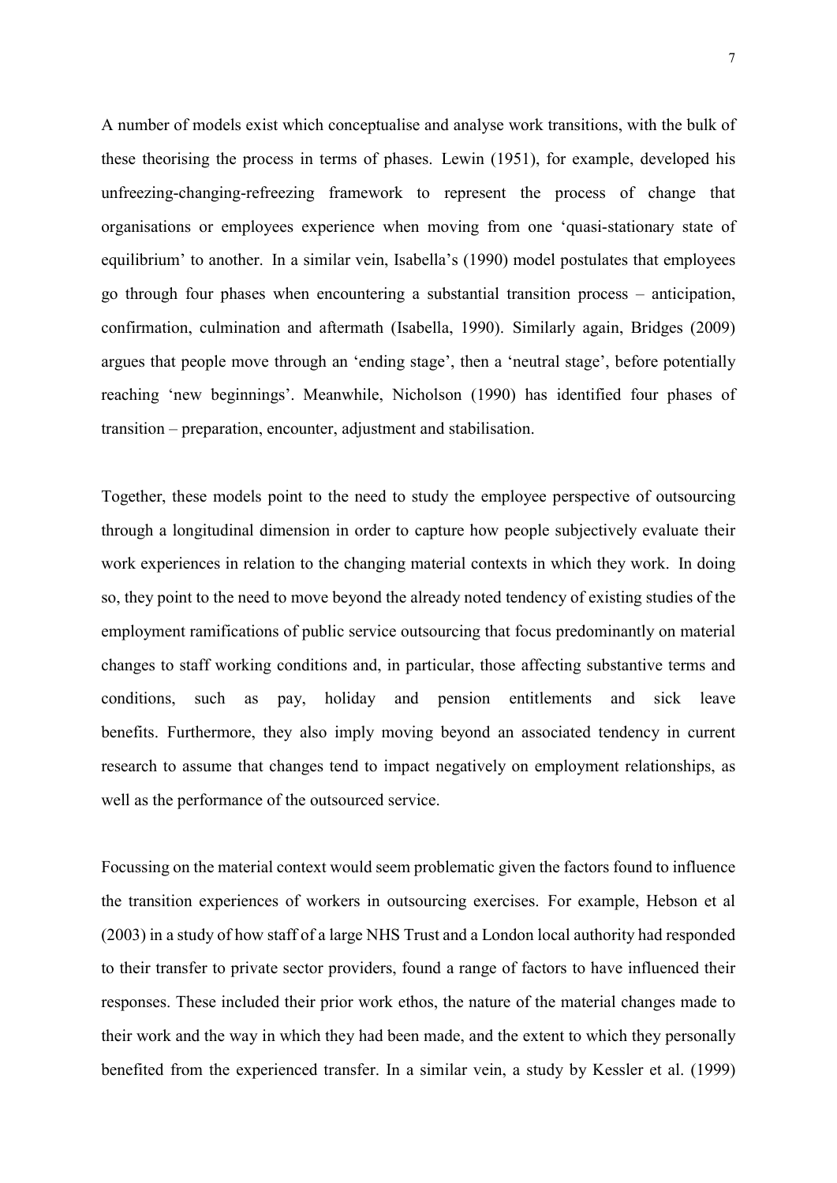A number of models exist which conceptualise and analyse work transitions, with the bulk of these theorising the process in terms of phases. Lewin (1951), for example, developed his unfreezing-changing-refreezing framework to represent the process of change that organisations or employees experience when moving from one 'quasi-stationary state of equilibrium' to another. In a similar vein, Isabella's (1990) model postulates that employees go through four phases when encountering a substantial transition process – anticipation, confirmation, culmination and aftermath (Isabella, 1990). Similarly again, Bridges (2009) argues that people move through an 'ending stage', then a 'neutral stage', before potentially reaching 'new beginnings'. Meanwhile, Nicholson (1990) has identified four phases of transition – preparation, encounter, adjustment and stabilisation.

Together, these models point to the need to study the employee perspective of outsourcing through a longitudinal dimension in order to capture how people subjectively evaluate their work experiences in relation to the changing material contexts in which they work. In doing so, they point to the need to move beyond the already noted tendency of existing studies of the employment ramifications of public service outsourcing that focus predominantly on material changes to staff working conditions and, in particular, those affecting substantive terms and conditions, such as pay, holiday and pension entitlements and sick leave benefits. Furthermore, they also imply moving beyond an associated tendency in current research to assume that changes tend to impact negatively on employment relationships, as well as the performance of the outsourced service.

Focussing on the material context would seem problematic given the factors found to influence the transition experiences of workers in outsourcing exercises. For example, Hebson et al (2003) in a study of how staff of a large NHS Trust and a London local authority had responded to their transfer to private sector providers, found a range of factors to have influenced their responses. These included their prior work ethos, the nature of the material changes made to their work and the way in which they had been made, and the extent to which they personally benefited from the experienced transfer. In a similar vein, a study by Kessler et al. (1999)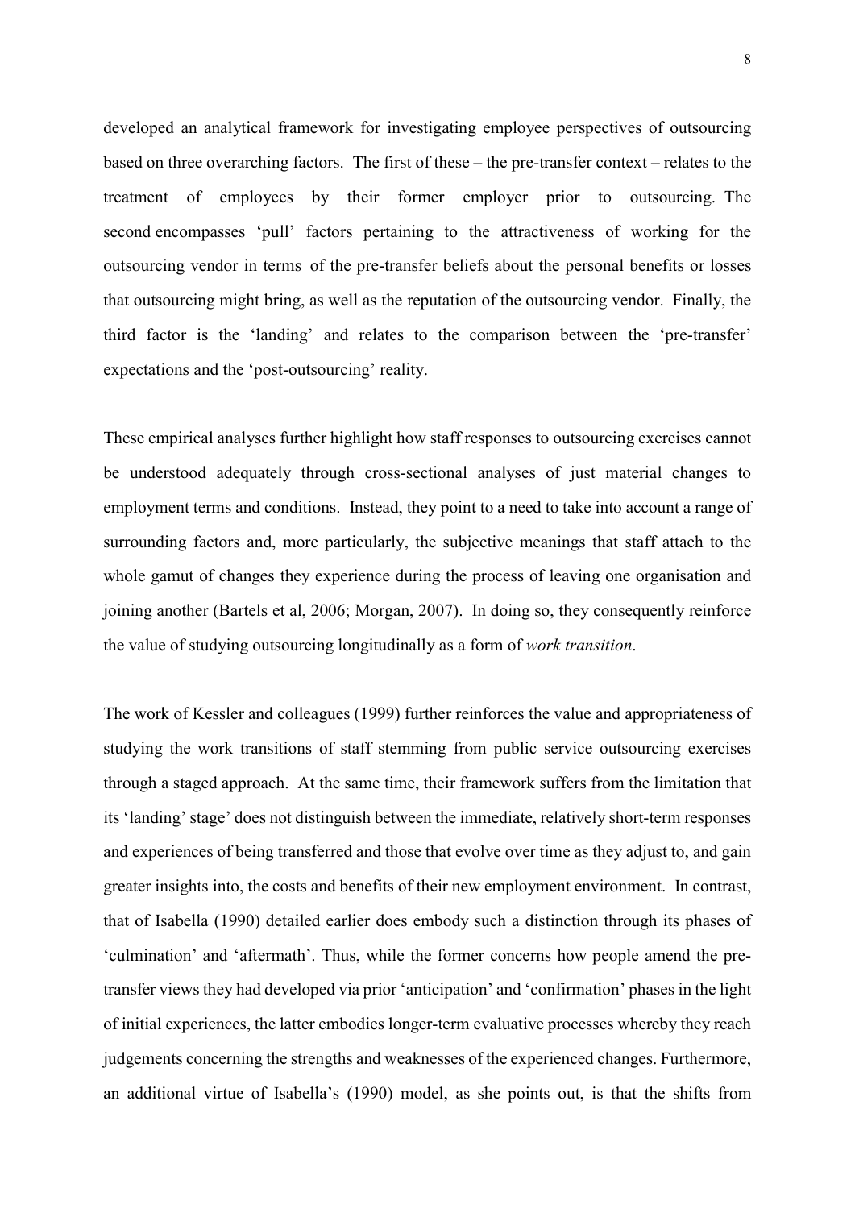developed an analytical framework for investigating employee perspectives of outsourcing based on three overarching factors. The first of these – the pre-transfer context – relates to the treatment of employees by their former employer prior to outsourcing. The second encompasses 'pull' factors pertaining to the attractiveness of working for the outsourcing vendor in terms of the pre-transfer beliefs about the personal benefits or losses that outsourcing might bring, as well as the reputation of the outsourcing vendor. Finally, the third factor is the 'landing' and relates to the comparison between the 'pre-transfer' expectations and the 'post-outsourcing' reality.

These empirical analyses further highlight how staff responses to outsourcing exercises cannot be understood adequately through cross-sectional analyses of just material changes to employment terms and conditions. Instead, they point to a need to take into account a range of surrounding factors and, more particularly, the subjective meanings that staff attach to the whole gamut of changes they experience during the process of leaving one organisation and joining another (Bartels et al, 2006; Morgan, 2007). In doing so, they consequently reinforce the value of studying outsourcing longitudinally as a form of *work transition*.

The work of Kessler and colleagues (1999) further reinforces the value and appropriateness of studying the work transitions of staff stemming from public service outsourcing exercises through a staged approach. At the same time, their framework suffers from the limitation that its 'landing' stage' does not distinguish between the immediate, relatively short-term responses and experiences of being transferred and those that evolve over time as they adjust to, and gain greater insights into, the costs and benefits of their new employment environment. In contrast, that of Isabella (1990) detailed earlier does embody such a distinction through its phases of 'culmination' and 'aftermath'. Thus, while the former concerns how people amend the pre-transfer views they had developed via prior 'anticipation' and 'confirmation' phases in the light of initial experiences, the latter embodies longer-term evaluative processes whereby they reach judgements concerning the strengths and weaknesses of the experienced changes. Furthermore, an additional virtue of Isabella's (1990) model, as she points out, is that the shifts from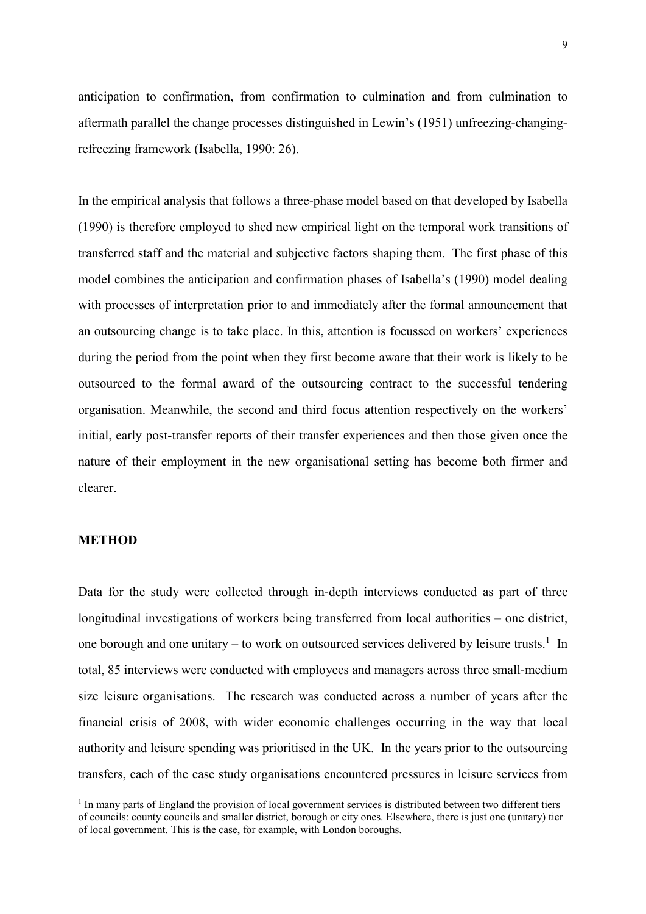anticipation to confirmation, from confirmation to culmination and from culmination to aftermath parallel the change processes distinguished in Lewin's (1951) unfreezing-changing-refreezing framework (Isabella, 1990: 26).

In the empirical analysis that follows a three-phase model based on that developed by Isabella (1990) is therefore employed to shed new empirical light on the temporal work transitions of transferred staff and the material and subjective factors shaping them. The first phase of this model combines the anticipation and confirmation phases of Isabella's (1990) model dealing with processes of interpretation prior to and immediately after the formal announcement that an outsourcing change is to take place. In this, attention is focussed on workers' experiences during the period from the point when they first become aware that their work is likely to be outsourced to the formal award of the outsourcing contract to the successful tendering organisation. Meanwhile, the second and third focus attention respectively on the workers' initial, early post-transfer reports of their transfer experiences and then those given once the nature of their employment in the new organisational setting has become both firmer and clearer.

## METHOD

Data for the study were collected through in-depth interviews conducted as part of three longitudinal investigations of workers being transferred from local authorities – one district, one borough and one unitary – to work on outsourced services delivered by leisure trusts.[1] In total, 85 interviews were conducted with employees and managers across three small-medium size leisure organisations. The research was conducted across a number of years after the financial crisis of 2008, with wider economic challenges occurring in the way that local authority and leisure spending was prioritised in the UK. In the years prior to the outsourcing transfers, each of the case study organisations encountered pressures in leisure services from

[1] In many parts of England the provision of local government services is distributed between two different tiers of councils: county councils and smaller district, borough or city ones. Elsewhere, there is just one (unitary) tier of local government. This is the case, for example, with London boroughs.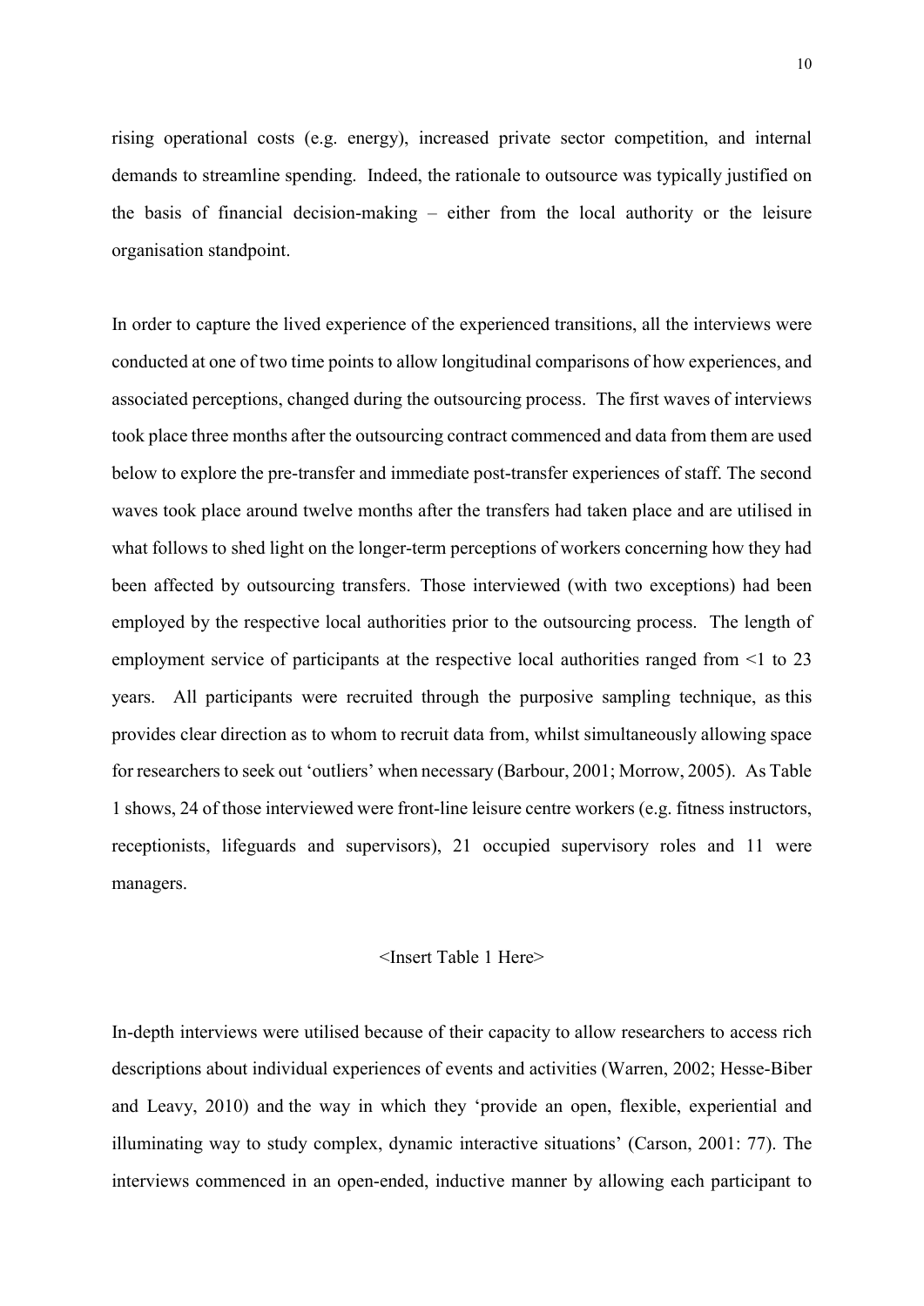rising operational costs (e.g. energy), increased private sector competition, and internal demands to streamline spending. Indeed, the rationale to outsource was typically justified on the basis of financial decision-making – either from the local authority or the leisure organisation standpoint.

In order to capture the lived experience of the experienced transitions, all the interviews were conducted at one of two time points to allow longitudinal comparisons of how experiences, and associated perceptions, changed during the outsourcing process. The first waves of interviews took place three months after the outsourcing contract commenced and data from them are used below to explore the pre-transfer and immediate post-transfer experiences of staff. The second waves took place around twelve months after the transfers had taken place and are utilised in what follows to shed light on the longer-term perceptions of workers concerning how they had been affected by outsourcing transfers. Those interviewed (with two exceptions) had been employed by the respective local authorities prior to the outsourcing process. The length of employment service of participants at the respective local authorities ranged from <1 to 23 years. All participants were recruited through the purposive sampling technique, as this provides clear direction as to whom to recruit data from, whilst simultaneously allowing space for researchers to seek out 'outliers' when necessary (Barbour, 2001; Morrow, 2005). As Table 1 shows, 24 of those interviewed were front-line leisure centre workers (e.g. fitness instructors, receptionists, lifeguards and supervisors), 21 occupied supervisory roles and 11 were managers.

<Insert Table 1 Here>

In-depth interviews were utilised because of their capacity to allow researchers to access rich descriptions about individual experiences of events and activities (Warren, 2002; Hesse-Biber and Leavy, 2010) and the way in which they 'provide an open, flexible, experiential and illuminating way to study complex, dynamic interactive situations' (Carson, 2001: 77). The interviews commenced in an open-ended, inductive manner by allowing each participant to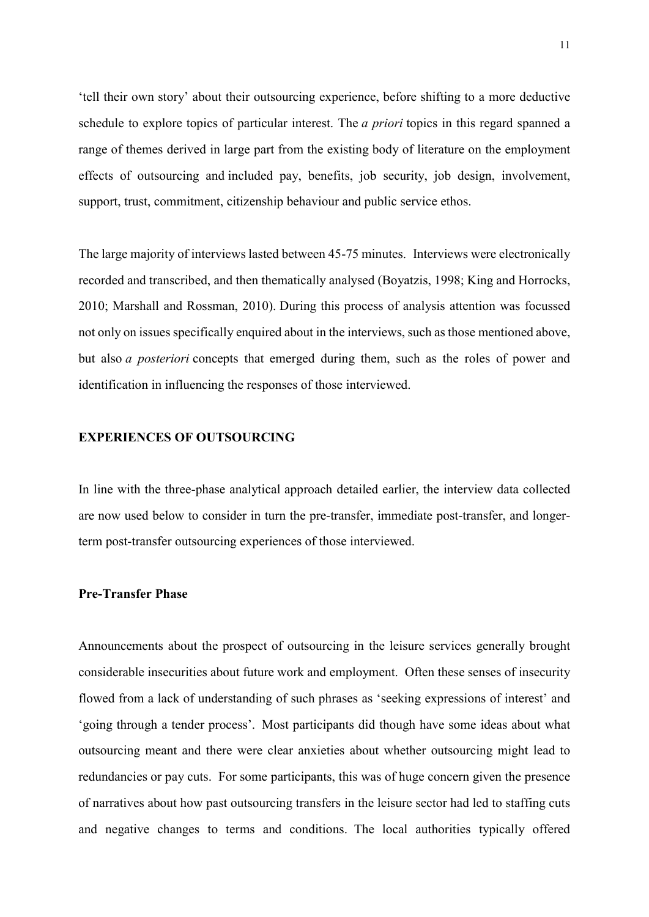'tell their own story' about their outsourcing experience, before shifting to a more deductive schedule to explore topics of particular interest. The *a priori* topics in this regard spanned a range of themes derived in large part from the existing body of literature on the employment effects of outsourcing and included pay, benefits, job security, job design, involvement, support, trust, commitment, citizenship behaviour and public service ethos.

The large majority of interviews lasted between 45-75 minutes. Interviews were electronically recorded and transcribed, and then thematically analysed (Boyatzis, 1998; King and Horrocks, 2010; Marshall and Rossman, 2010). During this process of analysis attention was focussed not only on issues specifically enquired about in the interviews, such as those mentioned above, but also *a posteriori* concepts that emerged during them, such as the roles of power and identification in influencing the responses of those interviewed.

## EXPERIENCES OF OUTSOURCING

In line with the three-phase analytical approach detailed earlier, the interview data collected are now used below to consider in turn the pre-transfer, immediate post-transfer, and longer-term post-transfer outsourcing experiences of those interviewed.

### Pre-Transfer Phase

Announcements about the prospect of outsourcing in the leisure services generally brought considerable insecurities about future work and employment. Often these senses of insecurity flowed from a lack of understanding of such phrases as 'seeking expressions of interest' and 'going through a tender process'. Most participants did though have some ideas about what outsourcing meant and there were clear anxieties about whether outsourcing might lead to redundancies or pay cuts. For some participants, this was of huge concern given the presence of narratives about how past outsourcing transfers in the leisure sector had led to staffing cuts and negative changes to terms and conditions. The local authorities typically offered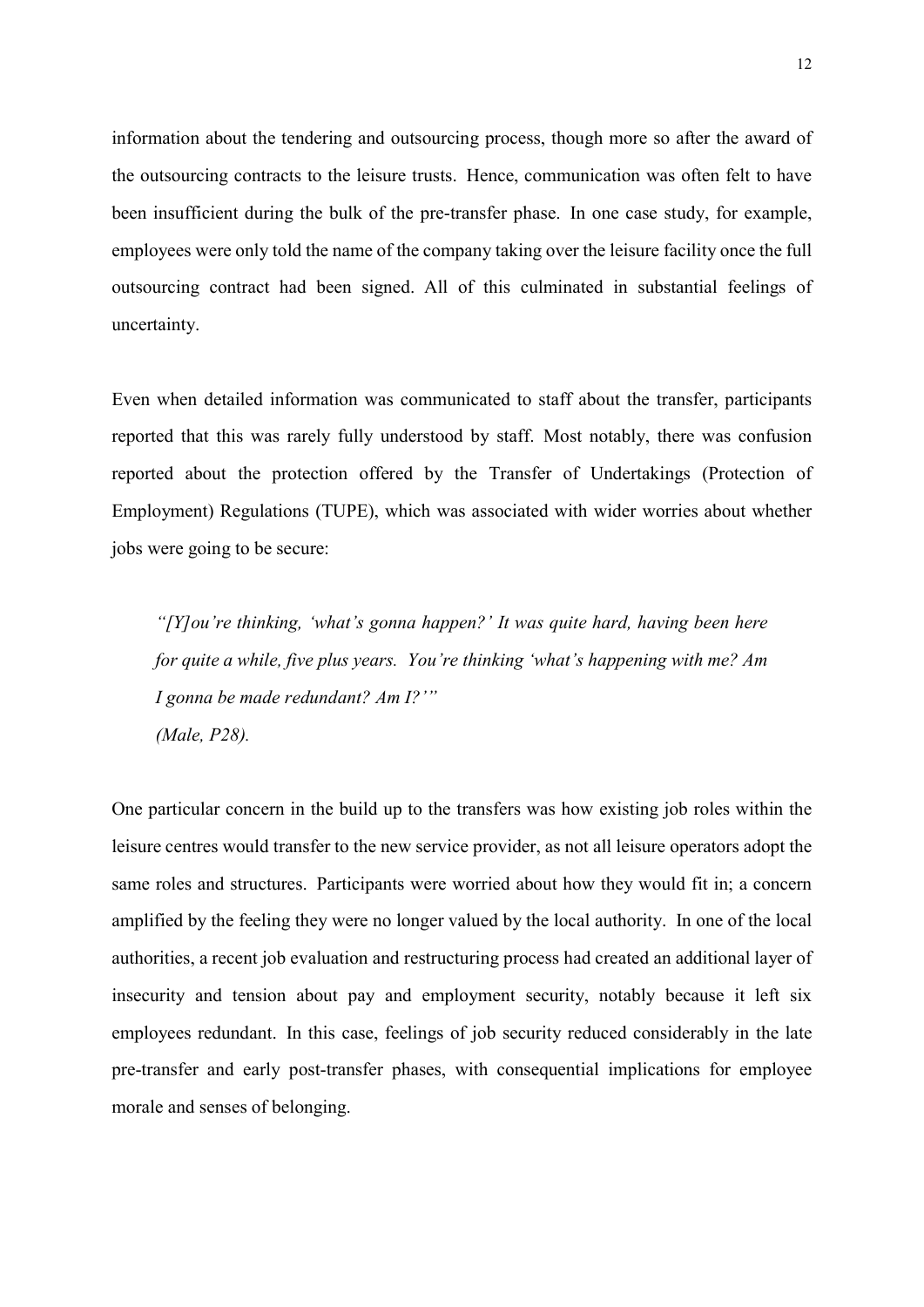information about the tendering and outsourcing process, though more so after the award of the outsourcing contracts to the leisure trusts. Hence, communication was often felt to have been insufficient during the bulk of the pre-transfer phase. In one case study, for example, employees were only told the name of the company taking over the leisure facility once the full outsourcing contract had been signed. All of this culminated in substantial feelings of uncertainty.

Even when detailed information was communicated to staff about the transfer, participants reported that this was rarely fully understood by staff. Most notably, there was confusion reported about the protection offered by the Transfer of Undertakings (Protection of Employment) Regulations (TUPE), which was associated with wider worries about whether jobs were going to be secure:

> *"[Y]ou're thinking, 'what's gonna happen?' It was quite hard, having been here for quite a while, five plus years. You're thinking 'what's happening with me? Am I gonna be made redundant? Am I?'"*
> *(Male, P28).*

One particular concern in the build up to the transfers was how existing job roles within the leisure centres would transfer to the new service provider, as not all leisure operators adopt the same roles and structures. Participants were worried about how they would fit in; a concern amplified by the feeling they were no longer valued by the local authority. In one of the local authorities, a recent job evaluation and restructuring process had created an additional layer of insecurity and tension about pay and employment security, notably because it left six employees redundant. In this case, feelings of job security reduced considerably in the late pre-transfer and early post-transfer phases, with consequential implications for employee morale and senses of belonging.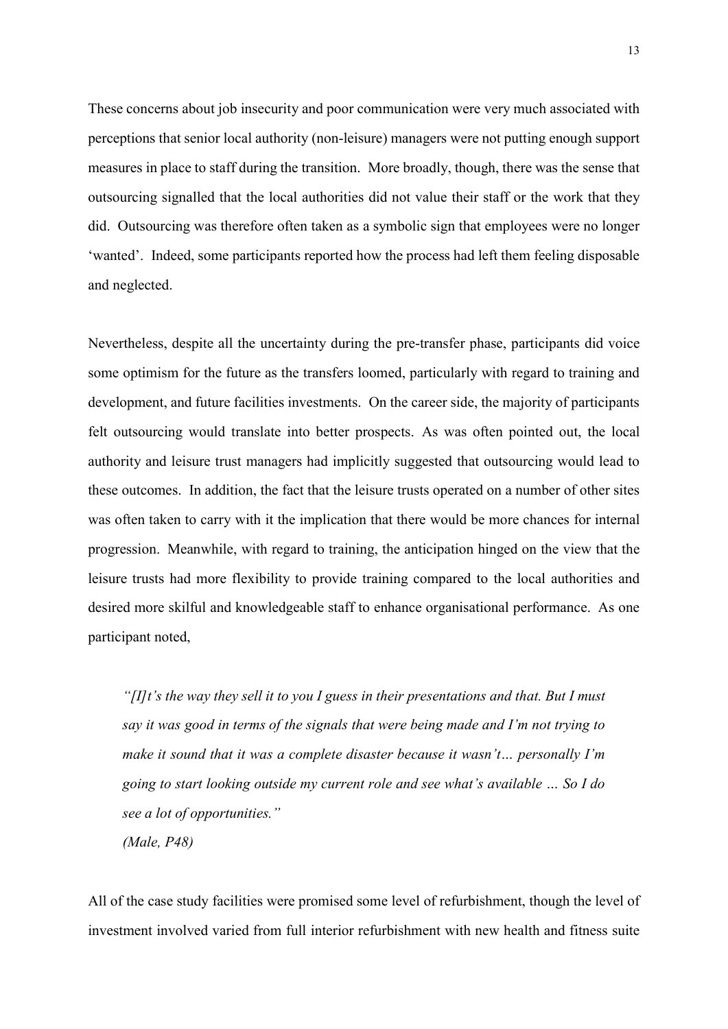These concerns about job insecurity and poor communication were very much associated with perceptions that senior local authority (non-leisure) managers were not putting enough support measures in place to staff during the transition. More broadly, though, there was the sense that outsourcing signalled that the local authorities did not value their staff or the work that they did. Outsourcing was therefore often taken as a symbolic sign that employees were no longer 'wanted'. Indeed, some participants reported how the process had left them feeling disposable and neglected.

Nevertheless, despite all the uncertainty during the pre-transfer phase, participants did voice some optimism for the future as the transfers loomed, particularly with regard to training and development, and future facilities investments. On the career side, the majority of participants felt outsourcing would translate into better prospects. As was often pointed out, the local authority and leisure trust managers had implicitly suggested that outsourcing would lead to these outcomes. In addition, the fact that the leisure trusts operated on a number of other sites was often taken to carry with it the implication that there would be more chances for internal progression. Meanwhile, with regard to training, the anticipation hinged on the view that the leisure trusts had more flexibility to provide training compared to the local authorities and desired more skilful and knowledgeable staff to enhance organisational performance. As one participant noted,

> *"[I]t's the way they sell it to you I guess in their presentations and that. But I must say it was good in terms of the signals that were being made and I'm not trying to make it sound that it was a complete disaster because it wasn't… personally I'm going to start looking outside my current role and see what's available … So I do see a lot of opportunities."*
>
> *(Male, P48)*

All of the case study facilities were promised some level of refurbishment, though the level of investment involved varied from full interior refurbishment with new health and fitness suite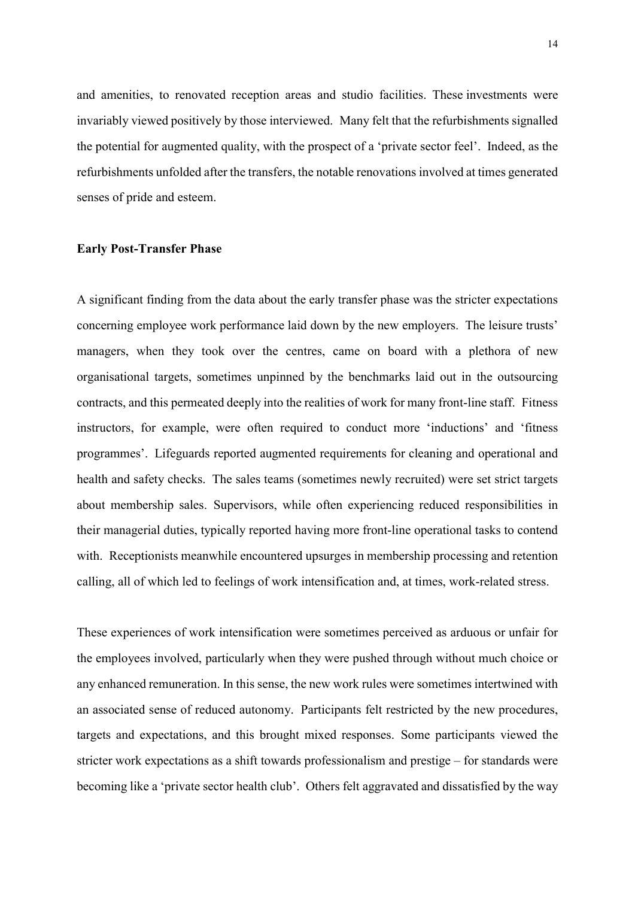and amenities, to renovated reception areas and studio facilities. These investments were invariably viewed positively by those interviewed. Many felt that the refurbishments signalled the potential for augmented quality, with the prospect of a 'private sector feel'. Indeed, as the refurbishments unfolded after the transfers, the notable renovations involved at times generated senses of pride and esteem.

### Early Post-Transfer Phase

A significant finding from the data about the early transfer phase was the stricter expectations concerning employee work performance laid down by the new employers. The leisure trusts' managers, when they took over the centres, came on board with a plethora of new organisational targets, sometimes unpinned by the benchmarks laid out in the outsourcing contracts, and this permeated deeply into the realities of work for many front-line staff. Fitness instructors, for example, were often required to conduct more 'inductions' and 'fitness programmes'. Lifeguards reported augmented requirements for cleaning and operational and health and safety checks. The sales teams (sometimes newly recruited) were set strict targets about membership sales. Supervisors, while often experiencing reduced responsibilities in their managerial duties, typically reported having more front-line operational tasks to contend with. Receptionists meanwhile encountered upsurges in membership processing and retention calling, all of which led to feelings of work intensification and, at times, work-related stress.

These experiences of work intensification were sometimes perceived as arduous or unfair for the employees involved, particularly when they were pushed through without much choice or any enhanced remuneration. In this sense, the new work rules were sometimes intertwined with an associated sense of reduced autonomy. Participants felt restricted by the new procedures, targets and expectations, and this brought mixed responses. Some participants viewed the stricter work expectations as a shift towards professionalism and prestige – for standards were becoming like a 'private sector health club'. Others felt aggravated and dissatisfied by the way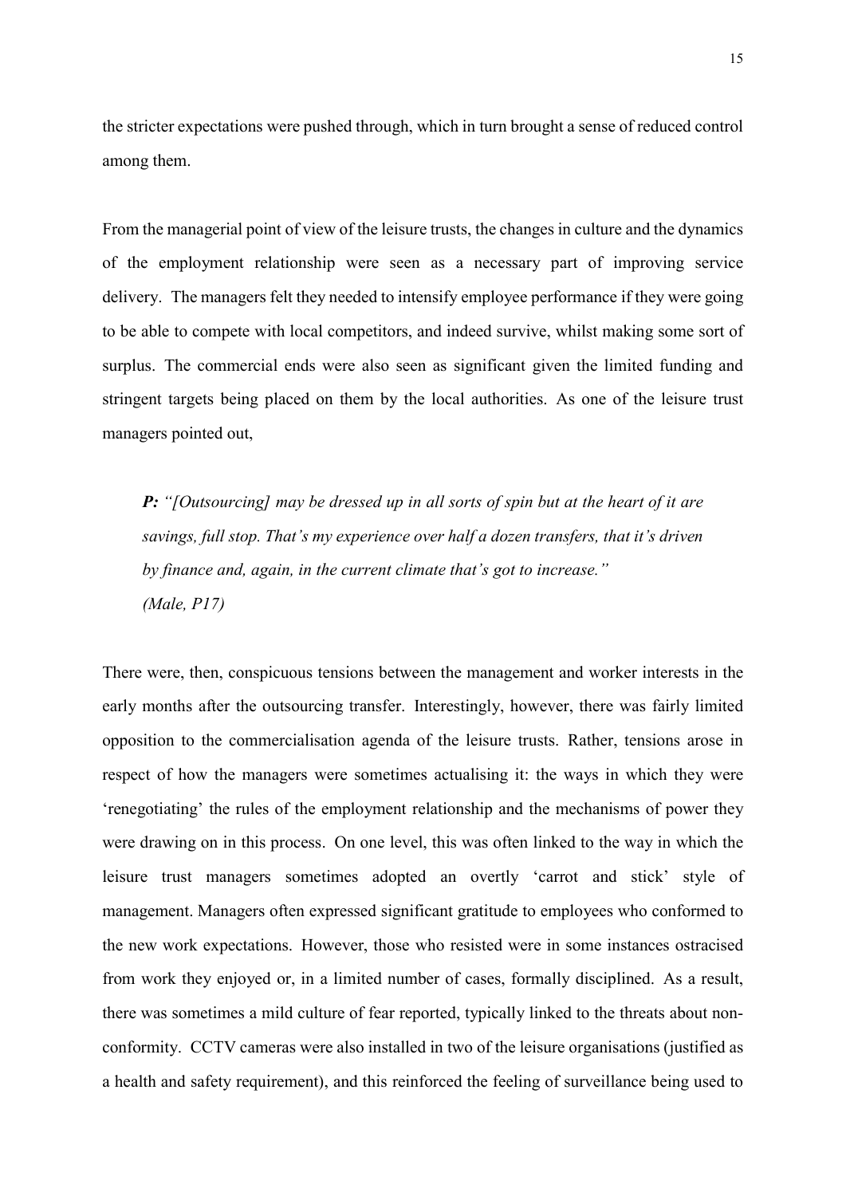the stricter expectations were pushed through, which in turn brought a sense of reduced control among them.

From the managerial point of view of the leisure trusts, the changes in culture and the dynamics of the employment relationship were seen as a necessary part of improving service delivery. The managers felt they needed to intensify employee performance if they were going to be able to compete with local competitors, and indeed survive, whilst making some sort of surplus. The commercial ends were also seen as significant given the limited funding and stringent targets being placed on them by the local authorities. As one of the leisure trust managers pointed out,

> ***P:*** *"[Outsourcing] may be dressed up in all sorts of spin but at the heart of it are savings, full stop. That's my experience over half a dozen transfers, that it's driven by finance and, again, in the current climate that's got to increase."*
> *(Male, P17)*

There were, then, conspicuous tensions between the management and worker interests in the early months after the outsourcing transfer. Interestingly, however, there was fairly limited opposition to the commercialisation agenda of the leisure trusts. Rather, tensions arose in respect of how the managers were sometimes actualising it: the ways in which they were 'renegotiating' the rules of the employment relationship and the mechanisms of power they were drawing on in this process. On one level, this was often linked to the way in which the leisure trust managers sometimes adopted an overtly 'carrot and stick' style of management. Managers often expressed significant gratitude to employees who conformed to the new work expectations. However, those who resisted were in some instances ostracised from work they enjoyed or, in a limited number of cases, formally disciplined. As a result, there was sometimes a mild culture of fear reported, typically linked to the threats about non-conformity. CCTV cameras were also installed in two of the leisure organisations (justified as a health and safety requirement), and this reinforced the feeling of surveillance being used to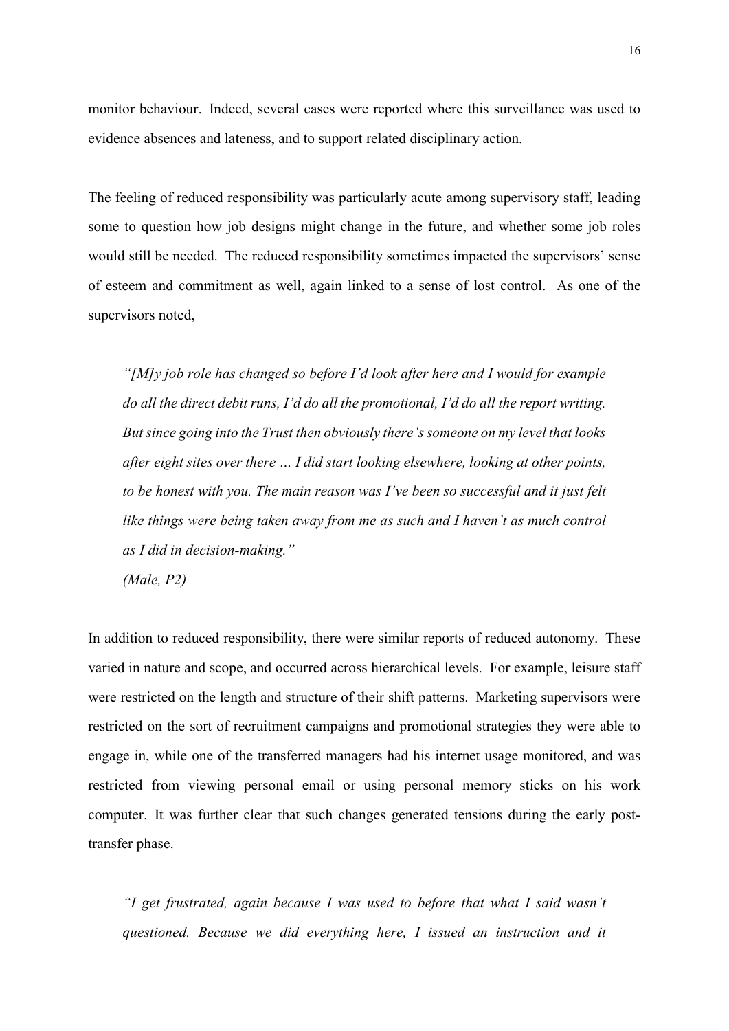monitor behaviour. Indeed, several cases were reported where this surveillance was used to evidence absences and lateness, and to support related disciplinary action.

The feeling of reduced responsibility was particularly acute among supervisory staff, leading some to question how job designs might change in the future, and whether some job roles would still be needed. The reduced responsibility sometimes impacted the supervisors' sense of esteem and commitment as well, again linked to a sense of lost control. As one of the supervisors noted,

> *"[M]y job role has changed so before I'd look after here and I would for example do all the direct debit runs, I'd do all the promotional, I'd do all the report writing. But since going into the Trust then obviously there's someone on my level that looks after eight sites over there … I did start looking elsewhere, looking at other points, to be honest with you. The main reason was I've been so successful and it just felt like things were being taken away from me as such and I haven't as much control as I did in decision-making."*
>
> *(Male, P2)*

In addition to reduced responsibility, there were similar reports of reduced autonomy. These varied in nature and scope, and occurred across hierarchical levels. For example, leisure staff were restricted on the length and structure of their shift patterns. Marketing supervisors were restricted on the sort of recruitment campaigns and promotional strategies they were able to engage in, while one of the transferred managers had his internet usage monitored, and was restricted from viewing personal email or using personal memory sticks on his work computer. It was further clear that such changes generated tensions during the early post-transfer phase.

> *"I get frustrated, again because I was used to before that what I said wasn't questioned. Because we did everything here, I issued an instruction and it*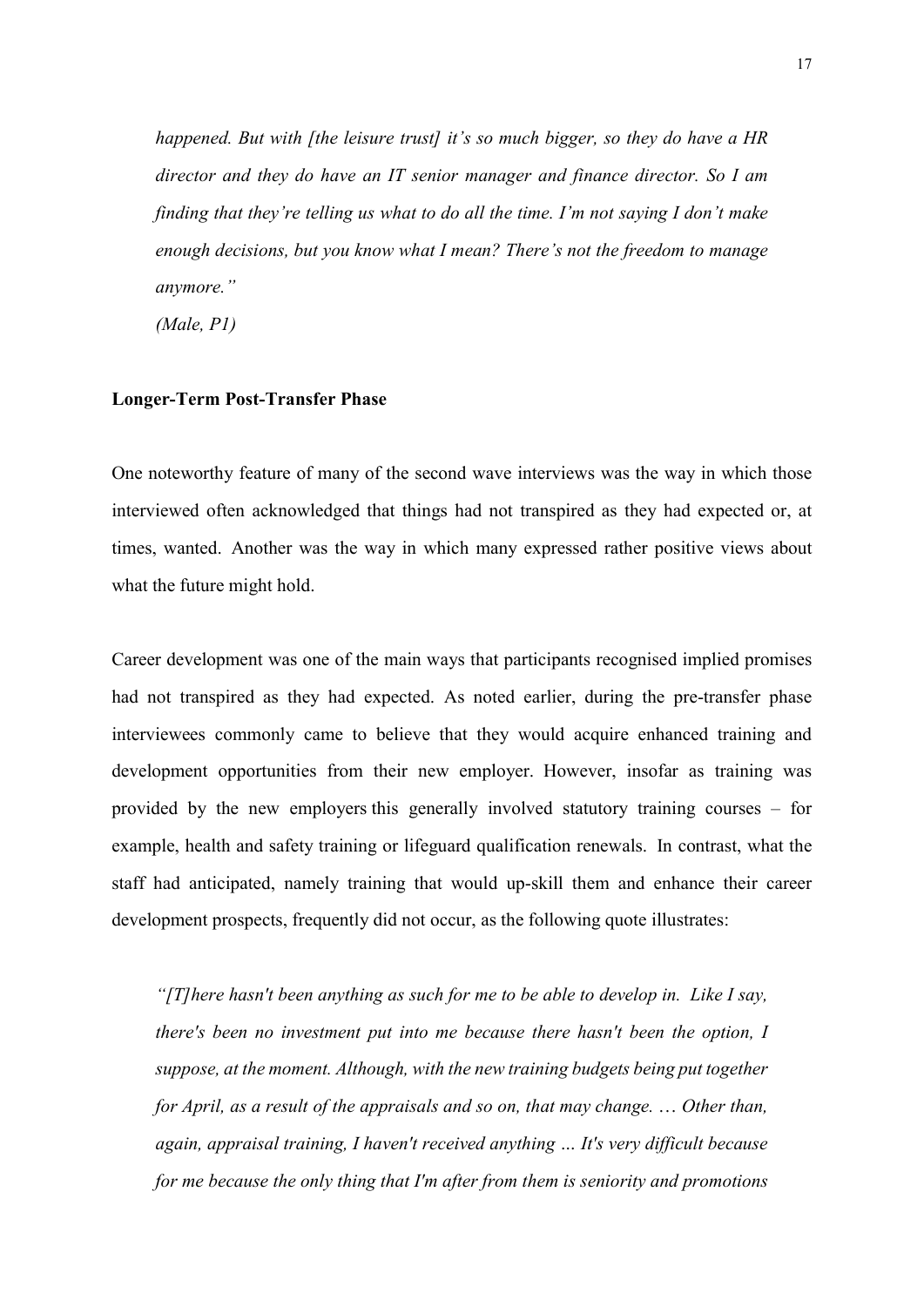*happened. But with [the leisure trust] it's so much bigger, so they do have a HR director and they do have an IT senior manager and finance director. So I am finding that they're telling us what to do all the time. I'm not saying I don't make enough decisions, but you know what I mean? There's not the freedom to manage anymore."*

*(Male, P1)*

**Longer-Term Post-Transfer Phase**

One noteworthy feature of many of the second wave interviews was the way in which those interviewed often acknowledged that things had not transpired as they had expected or, at times, wanted. Another was the way in which many expressed rather positive views about what the future might hold.

Career development was one of the main ways that participants recognised implied promises had not transpired as they had expected. As noted earlier, during the pre-transfer phase interviewees commonly came to believe that they would acquire enhanced training and development opportunities from their new employer. However, insofar as training was provided by the new employers this generally involved statutory training courses – for example, health and safety training or lifeguard qualification renewals. In contrast, what the staff had anticipated, namely training that would up-skill them and enhance their career development prospects, frequently did not occur, as the following quote illustrates:

*"[T]here hasn't been anything as such for me to be able to develop in. Like I say, there's been no investment put into me because there hasn't been the option, I suppose, at the moment. Although, with the new training budgets being put together for April, as a result of the appraisals and so on, that may change. … Other than, again, appraisal training, I haven't received anything … It's very difficult because for me because the only thing that I'm after from them is seniority and promotions*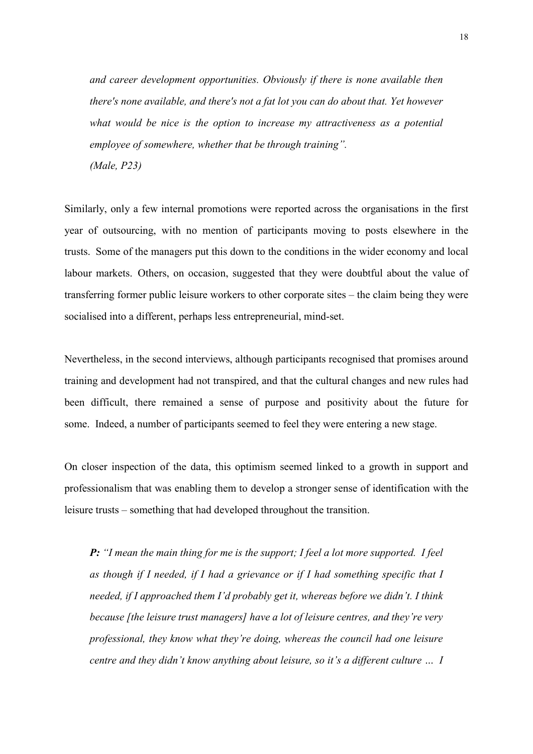*and career development opportunities. Obviously if there is none available then there's none available, and there's not a fat lot you can do about that. Yet however what would be nice is the option to increase my attractiveness as a potential employee of somewhere, whether that be through training".*
*(Male, P23)*

Similarly, only a few internal promotions were reported across the organisations in the first year of outsourcing, with no mention of participants moving to posts elsewhere in the trusts. Some of the managers put this down to the conditions in the wider economy and local labour markets. Others, on occasion, suggested that they were doubtful about the value of transferring former public leisure workers to other corporate sites – the claim being they were socialised into a different, perhaps less entrepreneurial, mind-set.

Nevertheless, in the second interviews, although participants recognised that promises around training and development had not transpired, and that the cultural changes and new rules had been difficult, there remained a sense of purpose and positivity about the future for some. Indeed, a number of participants seemed to feel they were entering a new stage.

On closer inspection of the data, this optimism seemed linked to a growth in support and professionalism that was enabling them to develop a stronger sense of identification with the leisure trusts – something that had developed throughout the transition.

***P:*** *"I mean the main thing for me is the support; I feel a lot more supported. I feel as though if I needed, if I had a grievance or if I had something specific that I needed, if I approached them I'd probably get it, whereas before we didn't. I think because [the leisure trust managers] have a lot of leisure centres, and they're very professional, they know what they're doing, whereas the council had one leisure centre and they didn't know anything about leisure, so it's a different culture … I*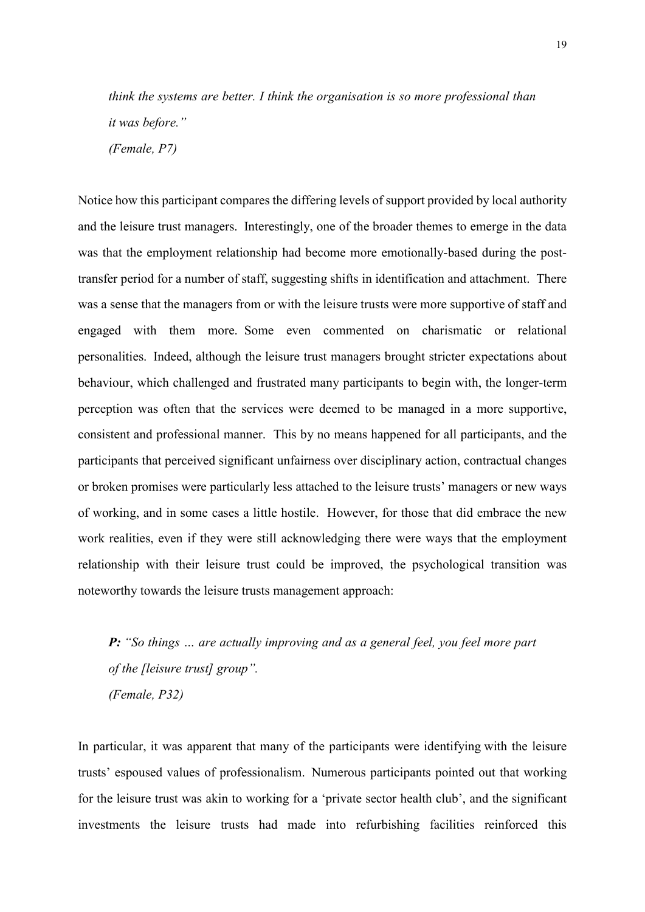*think the systems are better. I think the organisation is so more professional than it was before."*

*(Female, P7)*

Notice how this participant compares the differing levels of support provided by local authority and the leisure trust managers. Interestingly, one of the broader themes to emerge in the data was that the employment relationship had become more emotionally-based during the post-transfer period for a number of staff, suggesting shifts in identification and attachment. There was a sense that the managers from or with the leisure trusts were more supportive of staff and engaged with them more. Some even commented on charismatic or relational personalities. Indeed, although the leisure trust managers brought stricter expectations about behaviour, which challenged and frustrated many participants to begin with, the longer-term perception was often that the services were deemed to be managed in a more supportive, consistent and professional manner. This by no means happened for all participants, and the participants that perceived significant unfairness over disciplinary action, contractual changes or broken promises were particularly less attached to the leisure trusts' managers or new ways of working, and in some cases a little hostile. However, for those that did embrace the new work realities, even if they were still acknowledging there were ways that the employment relationship with their leisure trust could be improved, the psychological transition was noteworthy towards the leisure trusts management approach:

> ***P:*** *"So things … are actually improving and as a general feel, you feel more part of the [leisure trust] group".*
>
> *(Female, P32)*

In particular, it was apparent that many of the participants were identifying with the leisure trusts' espoused values of professionalism. Numerous participants pointed out that working for the leisure trust was akin to working for a 'private sector health club', and the significant investments the leisure trusts had made into refurbishing facilities reinforced this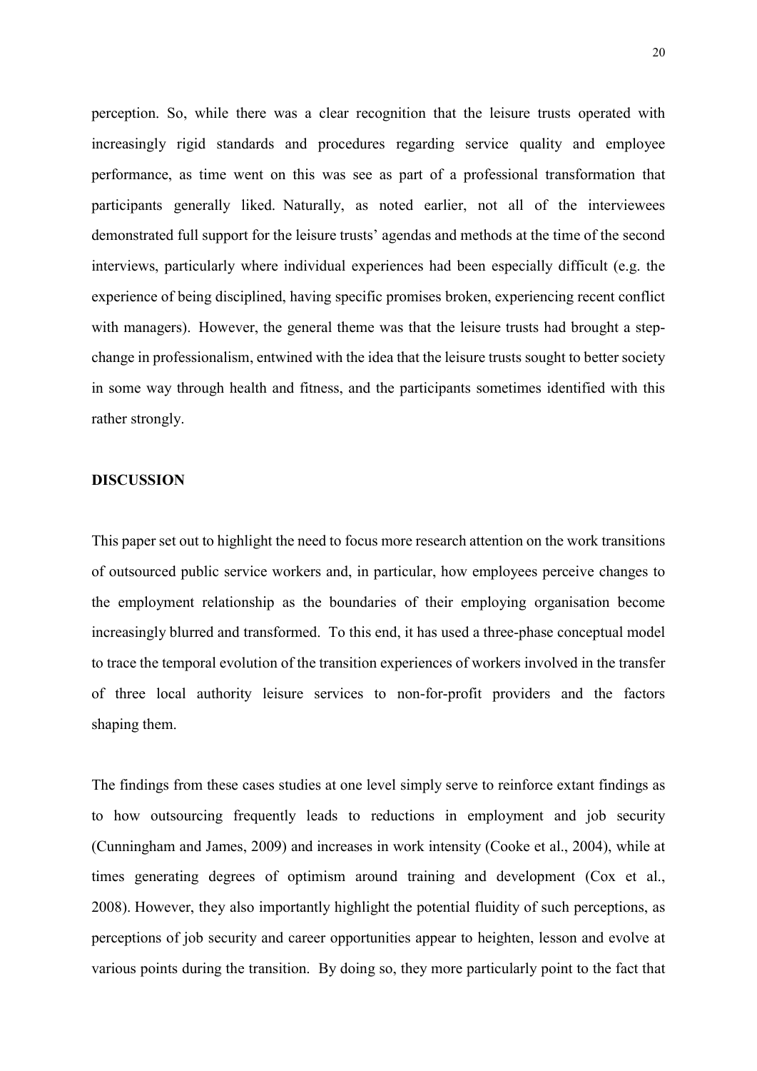perception. So, while there was a clear recognition that the leisure trusts operated with increasingly rigid standards and procedures regarding service quality and employee performance, as time went on this was see as part of a professional transformation that participants generally liked. Naturally, as noted earlier, not all of the interviewees demonstrated full support for the leisure trusts' agendas and methods at the time of the second interviews, particularly where individual experiences had been especially difficult (e.g. the experience of being disciplined, having specific promises broken, experiencing recent conflict with managers). However, the general theme was that the leisure trusts had brought a step-change in professionalism, entwined with the idea that the leisure trusts sought to better society in some way through health and fitness, and the participants sometimes identified with this rather strongly.

## DISCUSSION

This paper set out to highlight the need to focus more research attention on the work transitions of outsourced public service workers and, in particular, how employees perceive changes to the employment relationship as the boundaries of their employing organisation become increasingly blurred and transformed. To this end, it has used a three-phase conceptual model to trace the temporal evolution of the transition experiences of workers involved in the transfer of three local authority leisure services to non-for-profit providers and the factors shaping them.

The findings from these cases studies at one level simply serve to reinforce extant findings as to how outsourcing frequently leads to reductions in employment and job security (Cunningham and James, 2009) and increases in work intensity (Cooke et al., 2004), while at times generating degrees of optimism around training and development (Cox et al., 2008). However, they also importantly highlight the potential fluidity of such perceptions, as perceptions of job security and career opportunities appear to heighten, lesson and evolve at various points during the transition. By doing so, they more particularly point to the fact that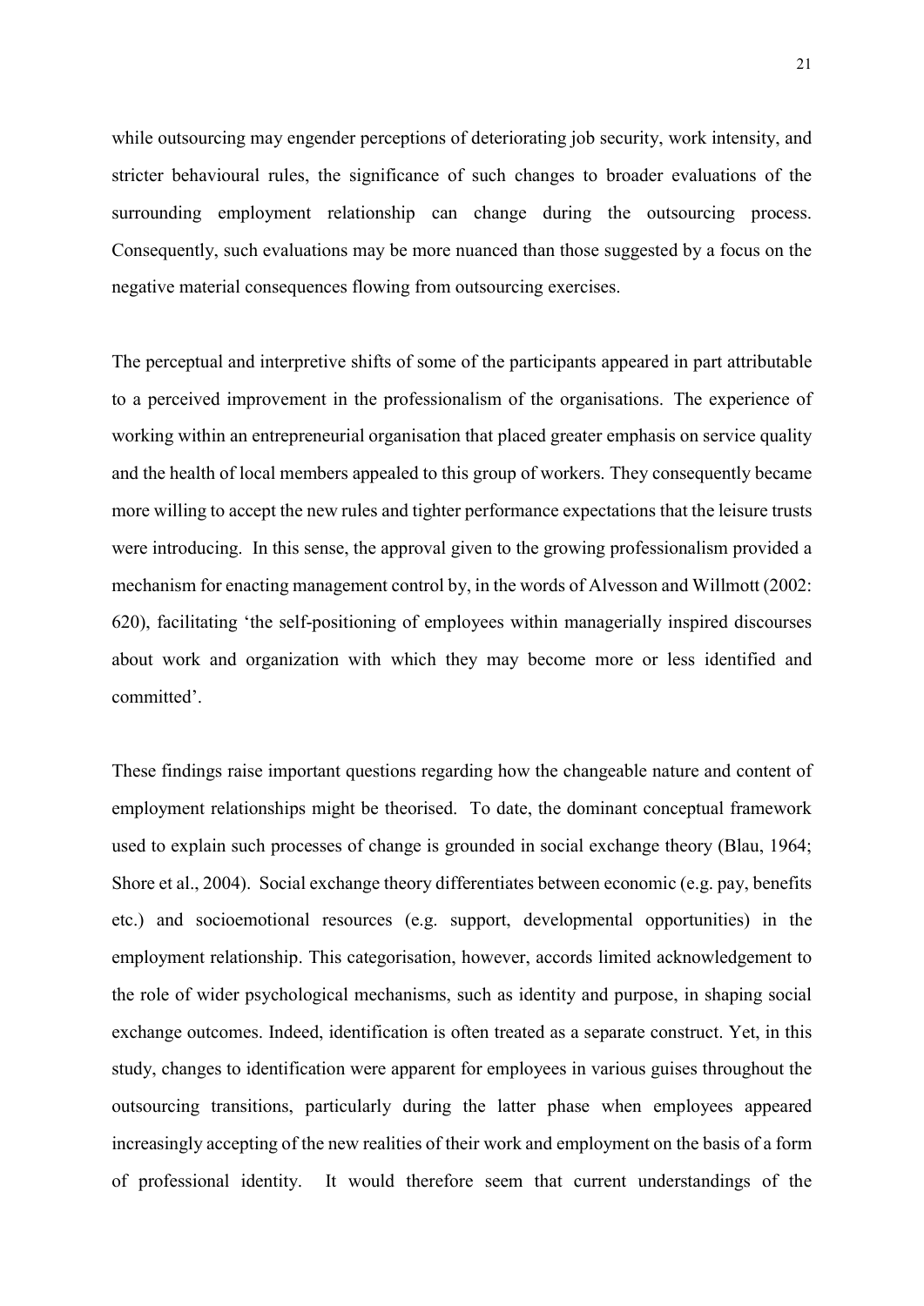while outsourcing may engender perceptions of deteriorating job security, work intensity, and stricter behavioural rules, the significance of such changes to broader evaluations of the surrounding employment relationship can change during the outsourcing process. Consequently, such evaluations may be more nuanced than those suggested by a focus on the negative material consequences flowing from outsourcing exercises.

The perceptual and interpretive shifts of some of the participants appeared in part attributable to a perceived improvement in the professionalism of the organisations. The experience of working within an entrepreneurial organisation that placed greater emphasis on service quality and the health of local members appealed to this group of workers. They consequently became more willing to accept the new rules and tighter performance expectations that the leisure trusts were introducing. In this sense, the approval given to the growing professionalism provided a mechanism for enacting management control by, in the words of Alvesson and Willmott (2002: 620), facilitating 'the self-positioning of employees within managerially inspired discourses about work and organization with which they may become more or less identified and committed'.

These findings raise important questions regarding how the changeable nature and content of employment relationships might be theorised. To date, the dominant conceptual framework used to explain such processes of change is grounded in social exchange theory (Blau, 1964; Shore et al., 2004). Social exchange theory differentiates between economic (e.g. pay, benefits etc.) and socioemotional resources (e.g. support, developmental opportunities) in the employment relationship. This categorisation, however, accords limited acknowledgement to the role of wider psychological mechanisms, such as identity and purpose, in shaping social exchange outcomes. Indeed, identification is often treated as a separate construct. Yet, in this study, changes to identification were apparent for employees in various guises throughout the outsourcing transitions, particularly during the latter phase when employees appeared increasingly accepting of the new realities of their work and employment on the basis of a form of professional identity. It would therefore seem that current understandings of the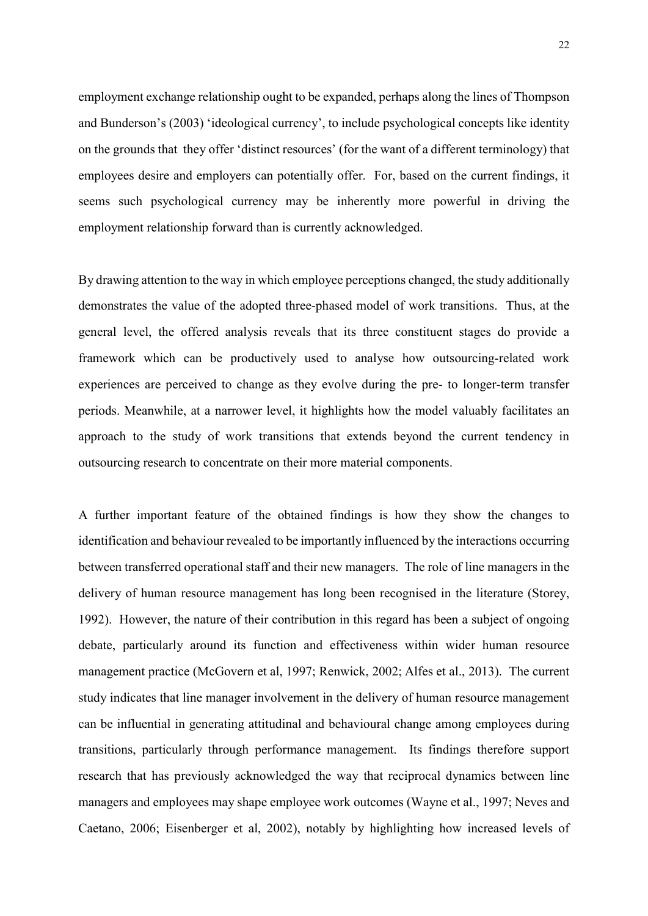employment exchange relationship ought to be expanded, perhaps along the lines of Thompson and Bunderson's (2003) 'ideological currency', to include psychological concepts like identity on the grounds that they offer 'distinct resources' (for the want of a different terminology) that employees desire and employers can potentially offer. For, based on the current findings, it seems such psychological currency may be inherently more powerful in driving the employment relationship forward than is currently acknowledged.

By drawing attention to the way in which employee perceptions changed, the study additionally demonstrates the value of the adopted three-phased model of work transitions. Thus, at the general level, the offered analysis reveals that its three constituent stages do provide a framework which can be productively used to analyse how outsourcing-related work experiences are perceived to change as they evolve during the pre- to longer-term transfer periods. Meanwhile, at a narrower level, it highlights how the model valuably facilitates an approach to the study of work transitions that extends beyond the current tendency in outsourcing research to concentrate on their more material components.

A further important feature of the obtained findings is how they show the changes to identification and behaviour revealed to be importantly influenced by the interactions occurring between transferred operational staff and their new managers. The role of line managers in the delivery of human resource management has long been recognised in the literature (Storey, 1992). However, the nature of their contribution in this regard has been a subject of ongoing debate, particularly around its function and effectiveness within wider human resource management practice (McGovern et al, 1997; Renwick, 2002; Alfes et al., 2013). The current study indicates that line manager involvement in the delivery of human resource management can be influential in generating attitudinal and behavioural change among employees during transitions, particularly through performance management. Its findings therefore support research that has previously acknowledged the way that reciprocal dynamics between line managers and employees may shape employee work outcomes (Wayne et al., 1997; Neves and Caetano, 2006; Eisenberger et al, 2002), notably by highlighting how increased levels of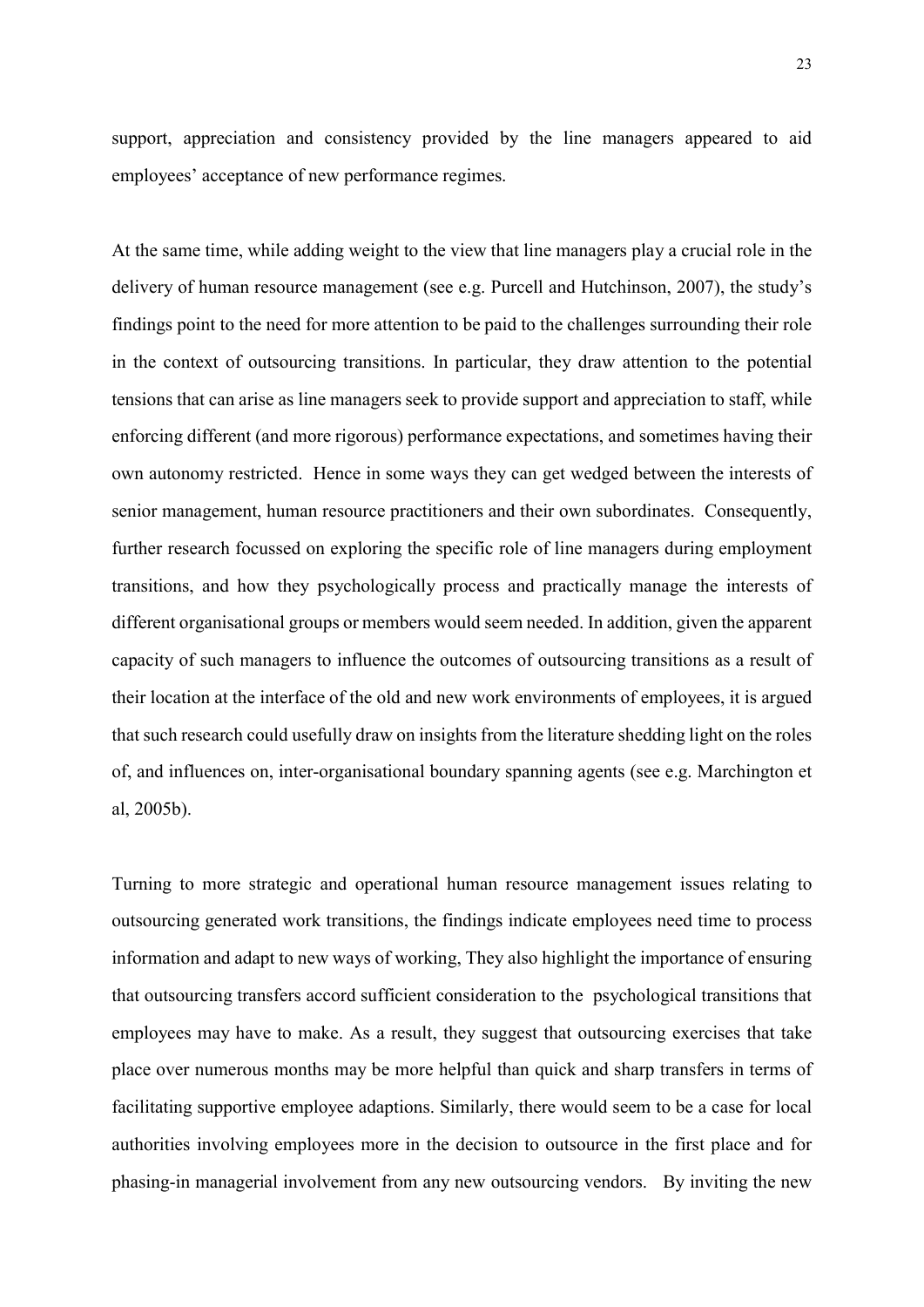support, appreciation and consistency provided by the line managers appeared to aid employees' acceptance of new performance regimes.

At the same time, while adding weight to the view that line managers play a crucial role in the delivery of human resource management (see e.g. Purcell and Hutchinson, 2007), the study's findings point to the need for more attention to be paid to the challenges surrounding their role in the context of outsourcing transitions. In particular, they draw attention to the potential tensions that can arise as line managers seek to provide support and appreciation to staff, while enforcing different (and more rigorous) performance expectations, and sometimes having their own autonomy restricted. Hence in some ways they can get wedged between the interests of senior management, human resource practitioners and their own subordinates. Consequently, further research focussed on exploring the specific role of line managers during employment transitions, and how they psychologically process and practically manage the interests of different organisational groups or members would seem needed. In addition, given the apparent capacity of such managers to influence the outcomes of outsourcing transitions as a result of their location at the interface of the old and new work environments of employees, it is argued that such research could usefully draw on insights from the literature shedding light on the roles of, and influences on, inter-organisational boundary spanning agents (see e.g. Marchington et al, 2005b).

Turning to more strategic and operational human resource management issues relating to outsourcing generated work transitions, the findings indicate employees need time to process information and adapt to new ways of working, They also highlight the importance of ensuring that outsourcing transfers accord sufficient consideration to the psychological transitions that employees may have to make. As a result, they suggest that outsourcing exercises that take place over numerous months may be more helpful than quick and sharp transfers in terms of facilitating supportive employee adaptions. Similarly, there would seem to be a case for local authorities involving employees more in the decision to outsource in the first place and for phasing-in managerial involvement from any new outsourcing vendors. By inviting the new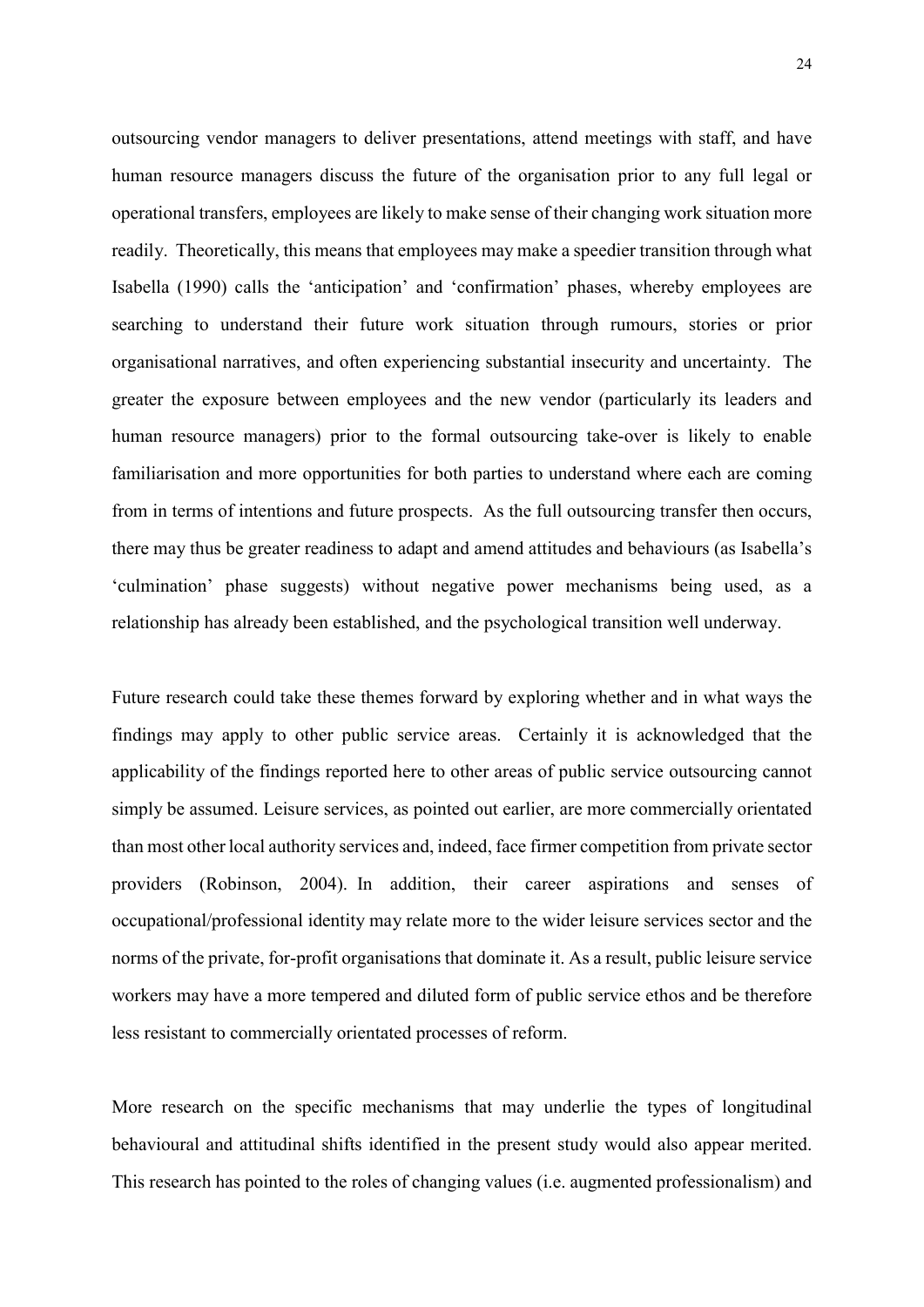outsourcing vendor managers to deliver presentations, attend meetings with staff, and have human resource managers discuss the future of the organisation prior to any full legal or operational transfers, employees are likely to make sense of their changing work situation more readily. Theoretically, this means that employees may make a speedier transition through what Isabella (1990) calls the 'anticipation' and 'confirmation' phases, whereby employees are searching to understand their future work situation through rumours, stories or prior organisational narratives, and often experiencing substantial insecurity and uncertainty. The greater the exposure between employees and the new vendor (particularly its leaders and human resource managers) prior to the formal outsourcing take-over is likely to enable familiarisation and more opportunities for both parties to understand where each are coming from in terms of intentions and future prospects. As the full outsourcing transfer then occurs, there may thus be greater readiness to adapt and amend attitudes and behaviours (as Isabella's 'culmination' phase suggests) without negative power mechanisms being used, as a relationship has already been established, and the psychological transition well underway.

Future research could take these themes forward by exploring whether and in what ways the findings may apply to other public service areas. Certainly it is acknowledged that the applicability of the findings reported here to other areas of public service outsourcing cannot simply be assumed. Leisure services, as pointed out earlier, are more commercially orientated than most other local authority services and, indeed, face firmer competition from private sector providers (Robinson, 2004). In addition, their career aspirations and senses of occupational/professional identity may relate more to the wider leisure services sector and the norms of the private, for-profit organisations that dominate it. As a result, public leisure service workers may have a more tempered and diluted form of public service ethos and be therefore less resistant to commercially orientated processes of reform.

More research on the specific mechanisms that may underlie the types of longitudinal behavioural and attitudinal shifts identified in the present study would also appear merited. This research has pointed to the roles of changing values (i.e. augmented professionalism) and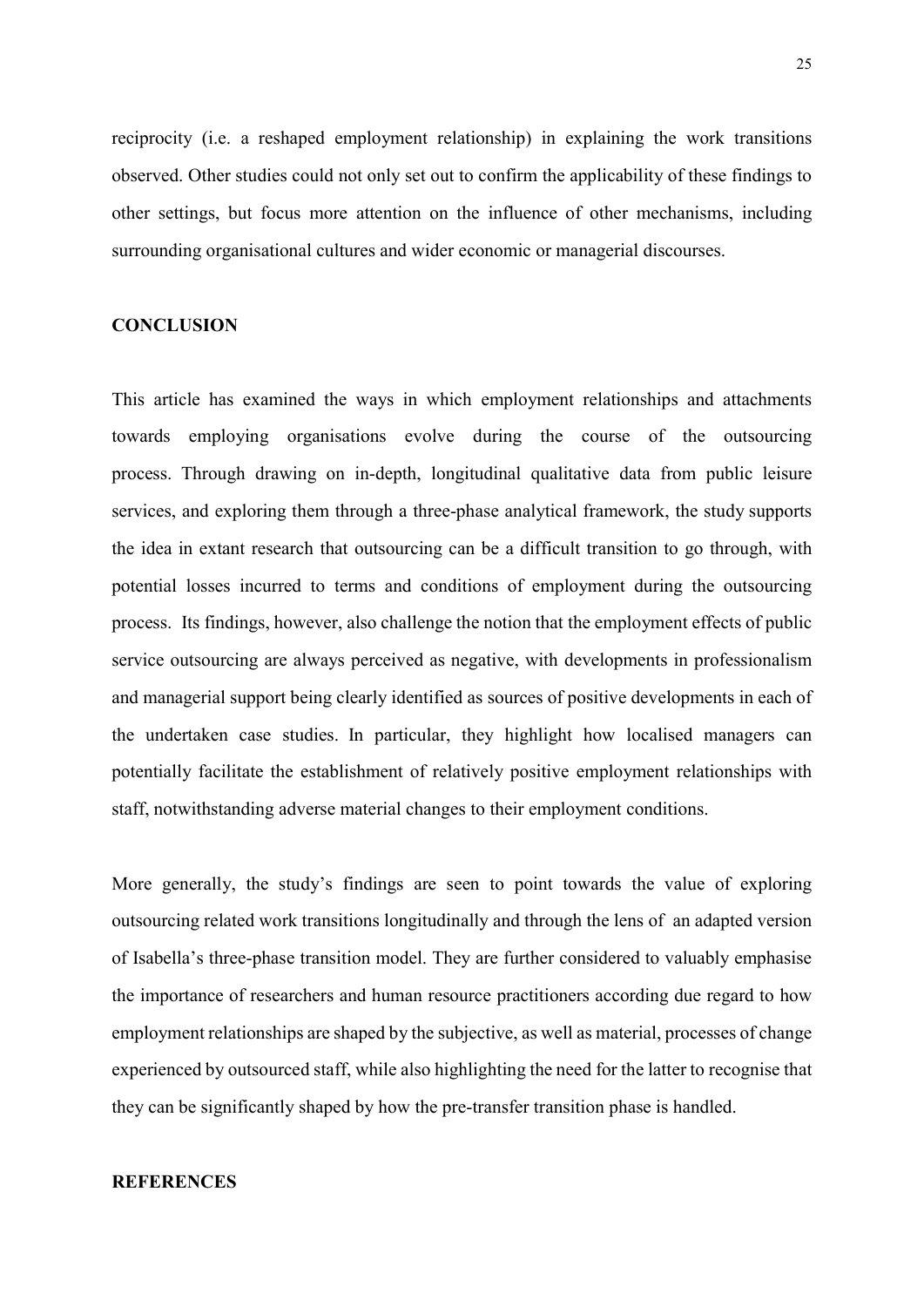reciprocity (i.e. a reshaped employment relationship) in explaining the work transitions observed. Other studies could not only set out to confirm the applicability of these findings to other settings, but focus more attention on the influence of other mechanisms, including surrounding organisational cultures and wider economic or managerial discourses.

## CONCLUSION

This article has examined the ways in which employment relationships and attachments towards employing organisations evolve during the course of the outsourcing process. Through drawing on in-depth, longitudinal qualitative data from public leisure services, and exploring them through a three-phase analytical framework, the study supports the idea in extant research that outsourcing can be a difficult transition to go through, with potential losses incurred to terms and conditions of employment during the outsourcing process. Its findings, however, also challenge the notion that the employment effects of public service outsourcing are always perceived as negative, with developments in professionalism and managerial support being clearly identified as sources of positive developments in each of the undertaken case studies. In particular, they highlight how localised managers can potentially facilitate the establishment of relatively positive employment relationships with staff, notwithstanding adverse material changes to their employment conditions.

More generally, the study's findings are seen to point towards the value of exploring outsourcing related work transitions longitudinally and through the lens of an adapted version of Isabella's three-phase transition model. They are further considered to valuably emphasise the importance of researchers and human resource practitioners according due regard to how employment relationships are shaped by the subjective, as well as material, processes of change experienced by outsourced staff, while also highlighting the need for the latter to recognise that they can be significantly shaped by how the pre-transfer transition phase is handled.

## REFERENCES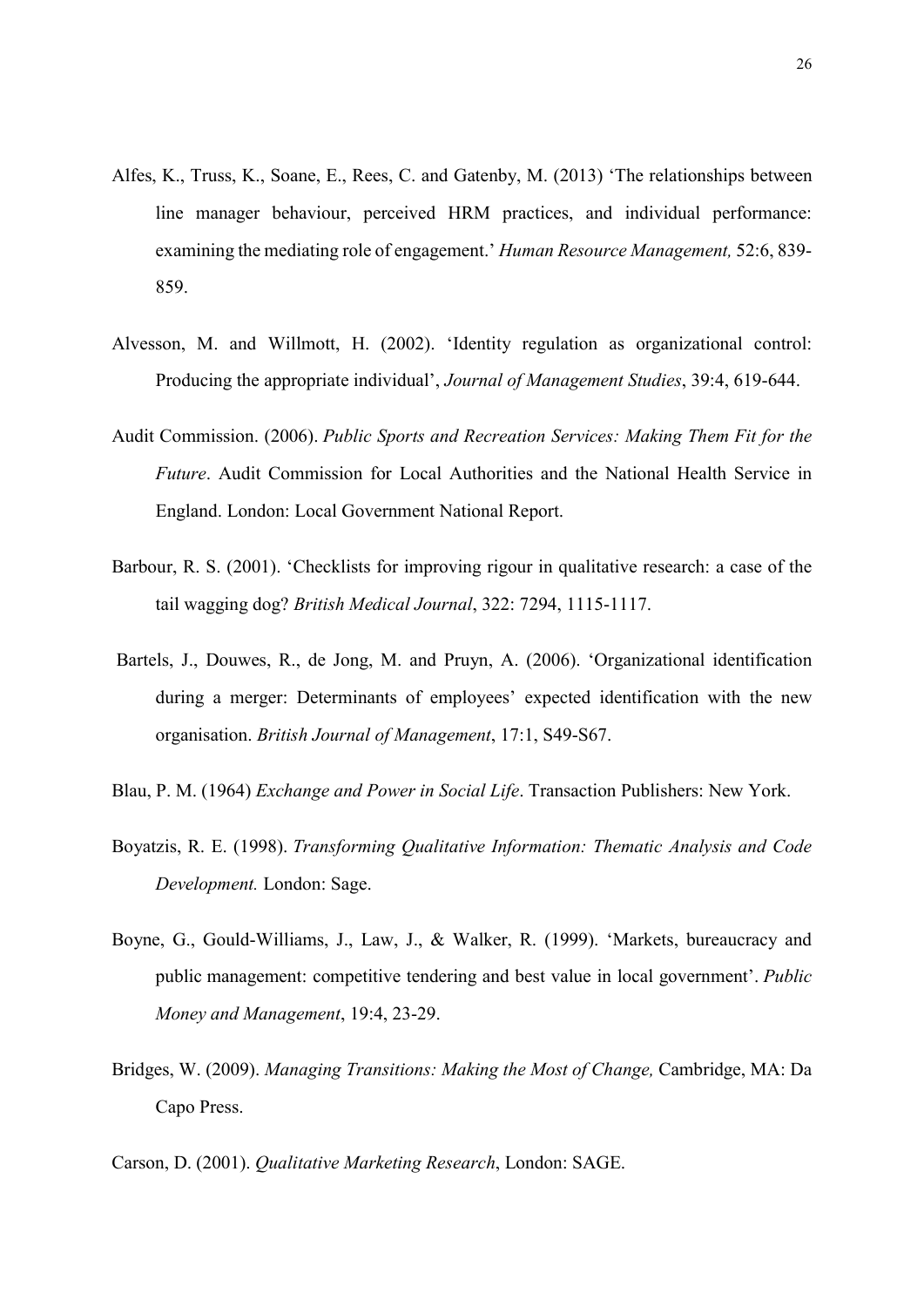Alfes, K., Truss, K., Soane, E., Rees, C. and Gatenby, M. (2013) 'The relationships between line manager behaviour, perceived HRM practices, and individual performance: examining the mediating role of engagement.' *Human Resource Management,* 52:6, 839-859.

Alvesson, M. and Willmott, H. (2002). 'Identity regulation as organizational control: Producing the appropriate individual', *Journal of Management Studies*, 39:4, 619-644.

Audit Commission. (2006). *Public Sports and Recreation Services: Making Them Fit for the Future*. Audit Commission for Local Authorities and the National Health Service in England. London: Local Government National Report.

Barbour, R. S. (2001). 'Checklists for improving rigour in qualitative research: a case of the tail wagging dog? *British Medical Journal*, 322: 7294, 1115-1117.

Bartels, J., Douwes, R., de Jong, M. and Pruyn, A. (2006). 'Organizational identification during a merger: Determinants of employees' expected identification with the new organisation. *British Journal of Management*, 17:1, S49-S67.

Blau, P. M. (1964) *Exchange and Power in Social Life*. Transaction Publishers: New York.

Boyatzis, R. E. (1998). *Transforming Qualitative Information: Thematic Analysis and Code Development.* London: Sage.

Boyne, G., Gould-Williams, J., Law, J., & Walker, R. (1999). 'Markets, bureaucracy and public management: competitive tendering and best value in local government'. *Public Money and Management*, 19:4, 23-29.

Bridges, W. (2009). *Managing Transitions: Making the Most of Change,* Cambridge, MA: Da Capo Press.

Carson, D. (2001). *Qualitative Marketing Research*, London: SAGE.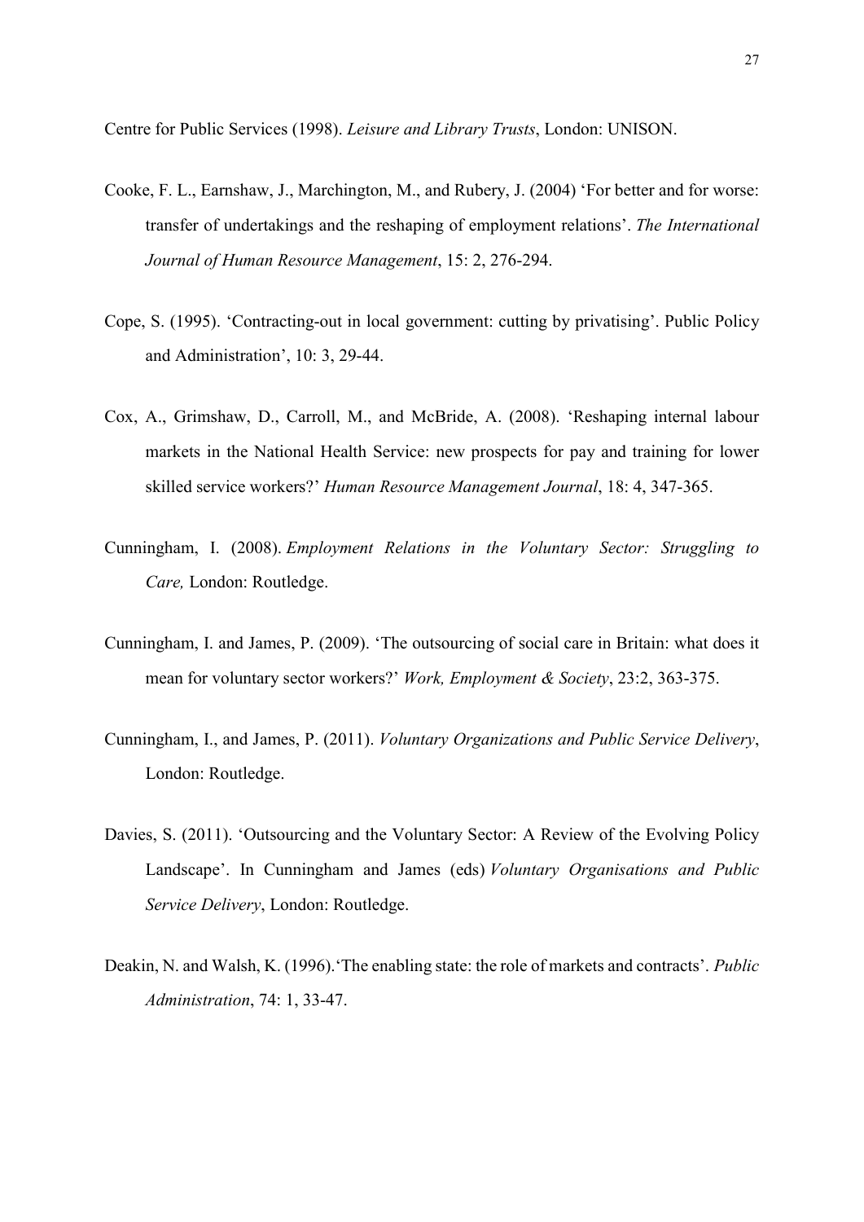Centre for Public Services (1998). *Leisure and Library Trusts*, London: UNISON.

Cooke, F. L., Earnshaw, J., Marchington, M., and Rubery, J. (2004) 'For better and for worse: transfer of undertakings and the reshaping of employment relations'. *The International Journal of Human Resource Management*, 15: 2, 276-294.

Cope, S. (1995). 'Contracting-out in local government: cutting by privatising'. Public Policy and Administration', 10: 3, 29-44.

Cox, A., Grimshaw, D., Carroll, M., and McBride, A. (2008). 'Reshaping internal labour markets in the National Health Service: new prospects for pay and training for lower skilled service workers?' *Human Resource Management Journal*, 18: 4, 347-365.

Cunningham, I. (2008). *Employment Relations in the Voluntary Sector: Struggling to Care,* London: Routledge.

Cunningham, I. and James, P. (2009). 'The outsourcing of social care in Britain: what does it mean for voluntary sector workers?' *Work, Employment & Society*, 23:2, 363-375.

Cunningham, I., and James, P. (2011). *Voluntary Organizations and Public Service Delivery*, London: Routledge.

Davies, S. (2011). 'Outsourcing and the Voluntary Sector: A Review of the Evolving Policy Landscape'. In Cunningham and James (eds) *Voluntary Organisations and Public Service Delivery*, London: Routledge.

Deakin, N. and Walsh, K. (1996).'The enabling state: the role of markets and contracts'. *Public Administration*, 74: 1, 33-47.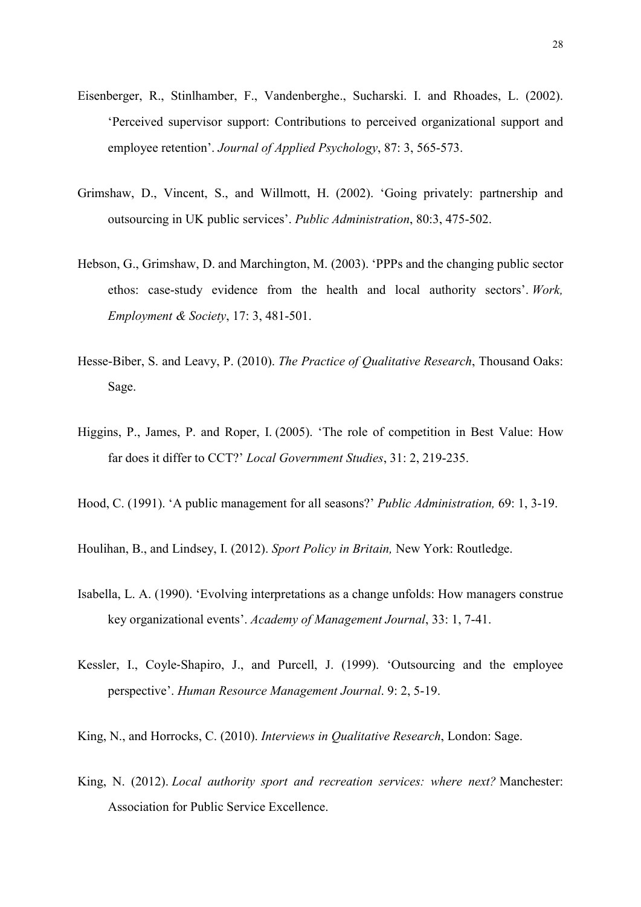Eisenberger, R., Stinlhamber, F., Vandenberghe., Sucharski. I. and Rhoades, L. (2002). 'Perceived supervisor support: Contributions to perceived organizational support and employee retention'. *Journal of Applied Psychology*, 87: 3, 565-573.

Grimshaw, D., Vincent, S., and Willmott, H. (2002). 'Going privately: partnership and outsourcing in UK public services'. *Public Administration*, 80:3, 475-502.

Hebson, G., Grimshaw, D. and Marchington, M. (2003). 'PPPs and the changing public sector ethos: case-study evidence from the health and local authority sectors'. *Work, Employment & Society*, 17: 3, 481-501.

Hesse-Biber, S. and Leavy, P. (2010). *The Practice of Qualitative Research*, Thousand Oaks: Sage.

Higgins, P., James, P. and Roper, I. (2005). 'The role of competition in Best Value: How far does it differ to CCT?' *Local Government Studies*, 31: 2, 219-235.

Hood, C. (1991). 'A public management for all seasons?' *Public Administration,* 69: 1, 3-19.

Houlihan, B., and Lindsey, I. (2012). *Sport Policy in Britain,* New York: Routledge.

Isabella, L. A. (1990). 'Evolving interpretations as a change unfolds: How managers construe key organizational events'. *Academy of Management Journal*, 33: 1, 7-41.

Kessler, I., Coyle-Shapiro, J., and Purcell, J. (1999). 'Outsourcing and the employee perspective'. *Human Resource Management Journal*. 9: 2, 5-19.

King, N., and Horrocks, C. (2010). *Interviews in Qualitative Research*, London: Sage.

King, N. (2012). *Local authority sport and recreation services: where next?* Manchester: Association for Public Service Excellence.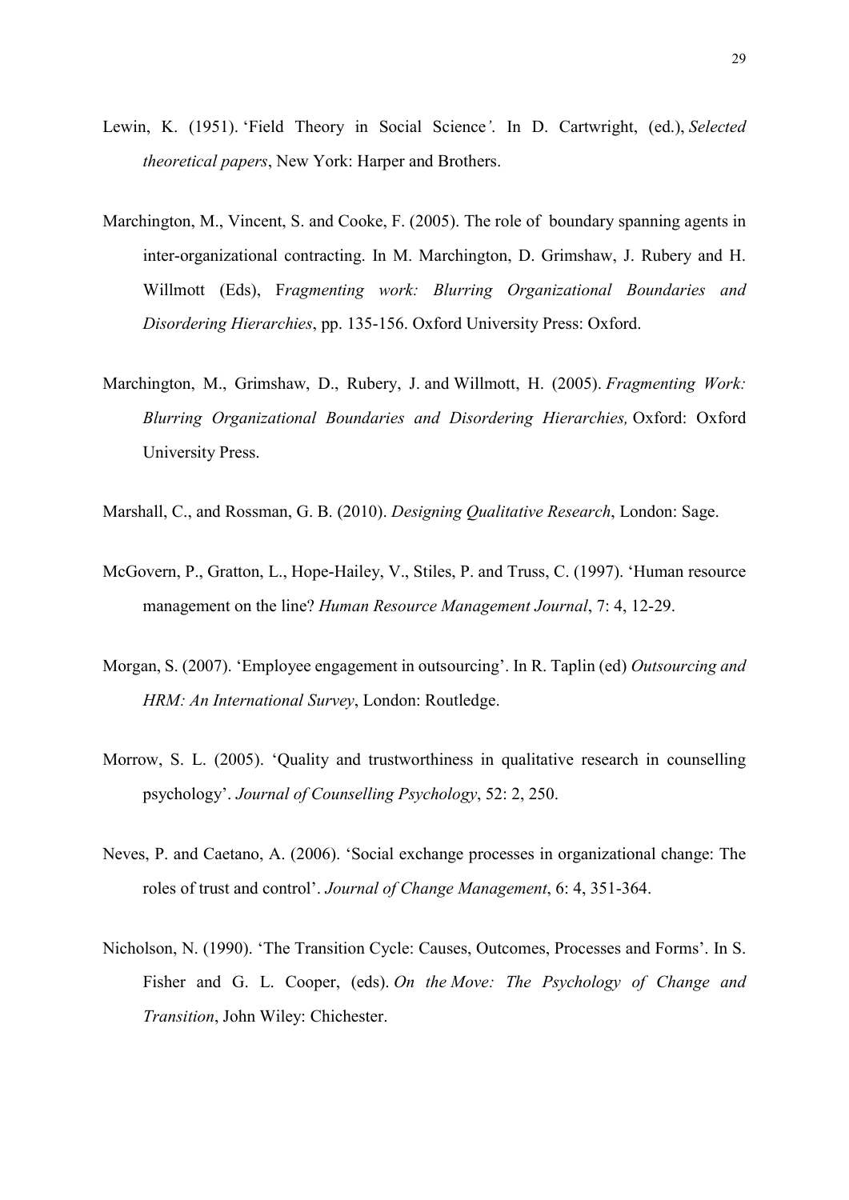Lewin, K. (1951). 'Field Theory in Social Science*'*. In D. Cartwright, (ed.), *Selected theoretical papers*, New York: Harper and Brothers.

Marchington, M., Vincent, S. and Cooke, F. (2005). The role of boundary spanning agents in inter-organizational contracting. In M. Marchington, D. Grimshaw, J. Rubery and H. Willmott (Eds), F*ragmenting work: Blurring Organizational Boundaries and Disordering Hierarchies*, pp. 135-156. Oxford University Press: Oxford.

Marchington, M., Grimshaw, D., Rubery, J. and Willmott, H. (2005). *Fragmenting Work: Blurring Organizational Boundaries and Disordering Hierarchies,* Oxford: Oxford University Press.

Marshall, C., and Rossman, G. B. (2010). *Designing Qualitative Research*, London: Sage.

McGovern, P., Gratton, L., Hope-Hailey, V., Stiles, P. and Truss, C. (1997). 'Human resource management on the line? *Human Resource Management Journal*, 7: 4, 12-29.

Morgan, S. (2007). 'Employee engagement in outsourcing'. In R. Taplin (ed) *Outsourcing and HRM: An International Survey*, London: Routledge.

Morrow, S. L. (2005). 'Quality and trustworthiness in qualitative research in counselling psychology'. *Journal of Counselling Psychology*, 52: 2, 250.

Neves, P. and Caetano, A. (2006). 'Social exchange processes in organizational change: The roles of trust and control'. *Journal of Change Management*, 6: 4, 351-364.

Nicholson, N. (1990). 'The Transition Cycle: Causes, Outcomes, Processes and Forms'. In S. Fisher and G. L. Cooper, (eds). *On the Move: The Psychology of Change and Transition*, John Wiley: Chichester.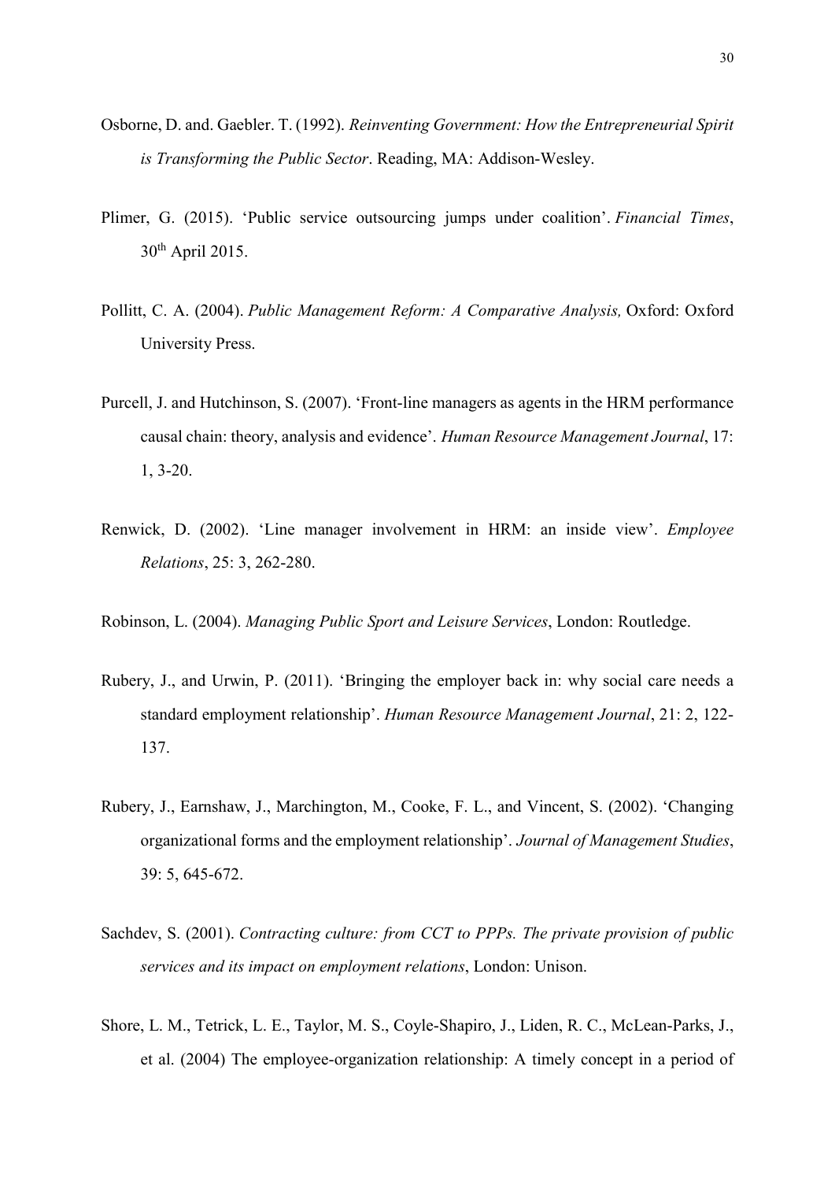Osborne, D. and. Gaebler. T. (1992). *Reinventing Government: How the Entrepreneurial Spirit is Transforming the Public Sector*. Reading, MA: Addison-Wesley.

Plimer, G. (2015). 'Public service outsourcing jumps under coalition'. *Financial Times*, 30th April 2015.

Pollitt, C. A. (2004). *Public Management Reform: A Comparative Analysis,* Oxford: Oxford University Press.

Purcell, J. and Hutchinson, S. (2007). 'Front-line managers as agents in the HRM performance causal chain: theory, analysis and evidence'. *Human Resource Management Journal*, 17: 1, 3-20.

Renwick, D. (2002). 'Line manager involvement in HRM: an inside view'. *Employee Relations*, 25: 3, 262-280.

Robinson, L. (2004). *Managing Public Sport and Leisure Services*, London: Routledge.

Rubery, J., and Urwin, P. (2011). 'Bringing the employer back in: why social care needs a standard employment relationship'. *Human Resource Management Journal*, 21: 2, 122-137.

Rubery, J., Earnshaw, J., Marchington, M., Cooke, F. L., and Vincent, S. (2002). 'Changing organizational forms and the employment relationship'. *Journal of Management Studies*, 39: 5, 645-672.

Sachdev, S. (2001). *Contracting culture: from CCT to PPPs. The private provision of public services and its impact on employment relations*, London: Unison.

Shore, L. M., Tetrick, L. E., Taylor, M. S., Coyle-Shapiro, J., Liden, R. C., McLean-Parks, J., et al. (2004) The employee-organization relationship: A timely concept in a period of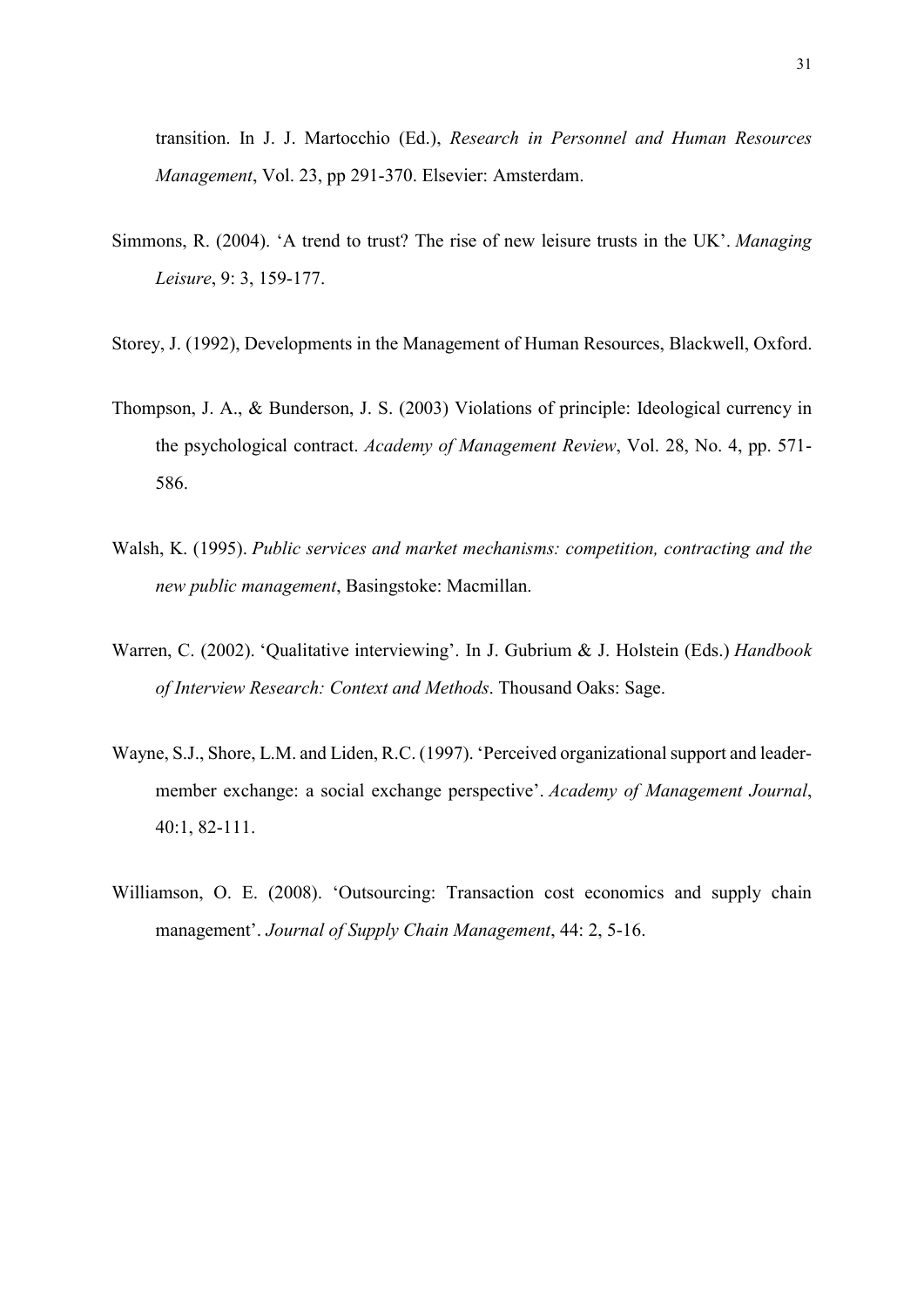transition. In J. J. Martocchio (Ed.), *Research in Personnel and Human Resources Management*, Vol. 23, pp 291-370. Elsevier: Amsterdam.

Simmons, R. (2004). 'A trend to trust? The rise of new leisure trusts in the UK'. *Managing Leisure*, 9: 3, 159-177.

Storey, J. (1992), Developments in the Management of Human Resources, Blackwell, Oxford.

Thompson, J. A., & Bunderson, J. S. (2003) Violations of principle: Ideological currency in the psychological contract. *Academy of Management Review*, Vol. 28, No. 4, pp. 571-586.

Walsh, K. (1995). *Public services and market mechanisms: competition, contracting and the new public management*, Basingstoke: Macmillan.

Warren, C. (2002). 'Qualitative interviewing'. In J. Gubrium & J. Holstein (Eds.) *Handbook of Interview Research: Context and Methods*. Thousand Oaks: Sage.

Wayne, S.J., Shore, L.M. and Liden, R.C. (1997). 'Perceived organizational support and leader-member exchange: a social exchange perspective'. *Academy of Management Journal*, 40:1, 82-111.

Williamson, O. E. (2008). 'Outsourcing: Transaction cost economics and supply chain management'. *Journal of Supply Chain Management*, 44: 2, 5-16.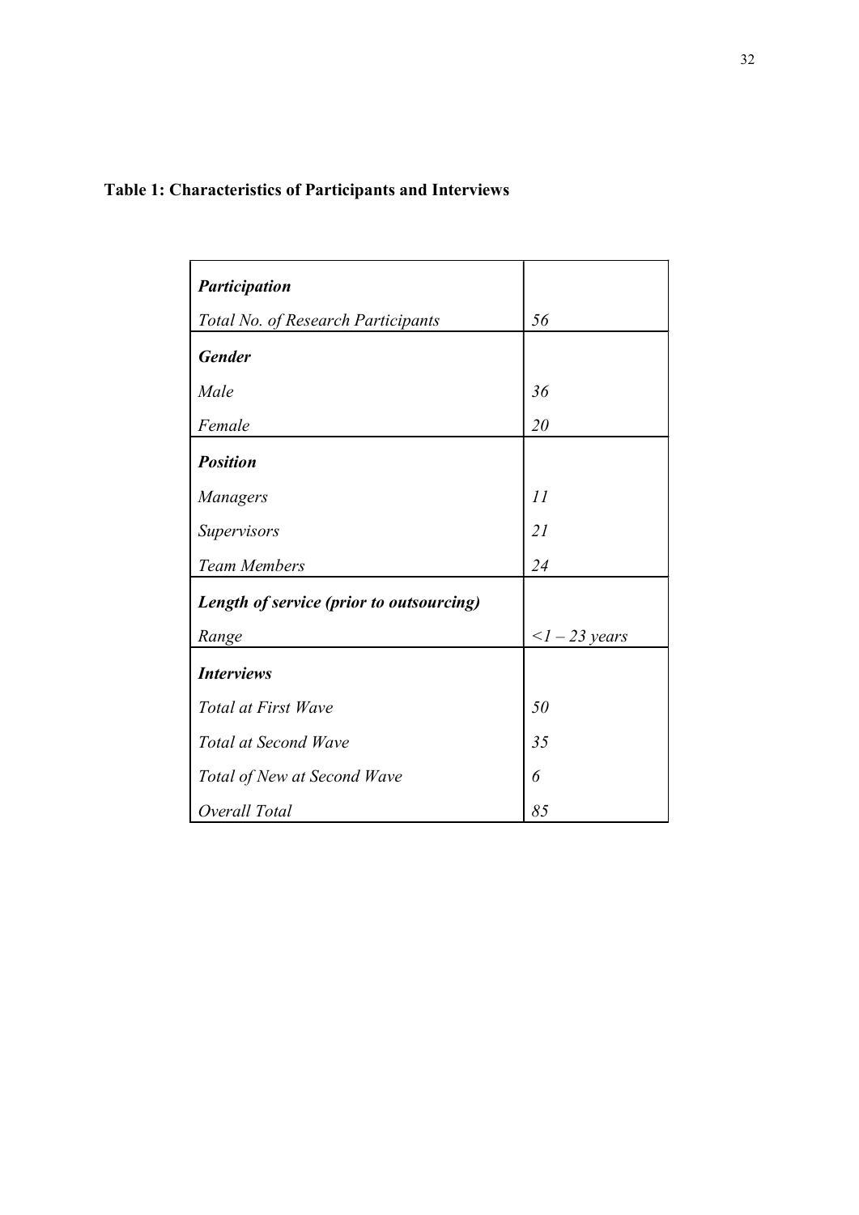**Table 1: Characteristics of Participants and Interviews**

| | |
|---|---|
| ***Participation*** | |
| *Total No. of Research Participants* | *56* |
| ***Gender*** | |
| *Male* | *36* |
| *Female* | *20* |
| ***Position*** | |
| *Managers* | *11* |
| *Supervisors* | *21* |
| *Team Members* | *24* |
| ***Length of service (prior to outsourcing)*** | |
| *Range* | *<1 – 23 years* |
| ***Interviews*** | |
| *Total at First Wave* | *50* |
| *Total at Second Wave* | *35* |
| *Total of New at Second Wave* | *6* |
| *Overall Total* | *85* |